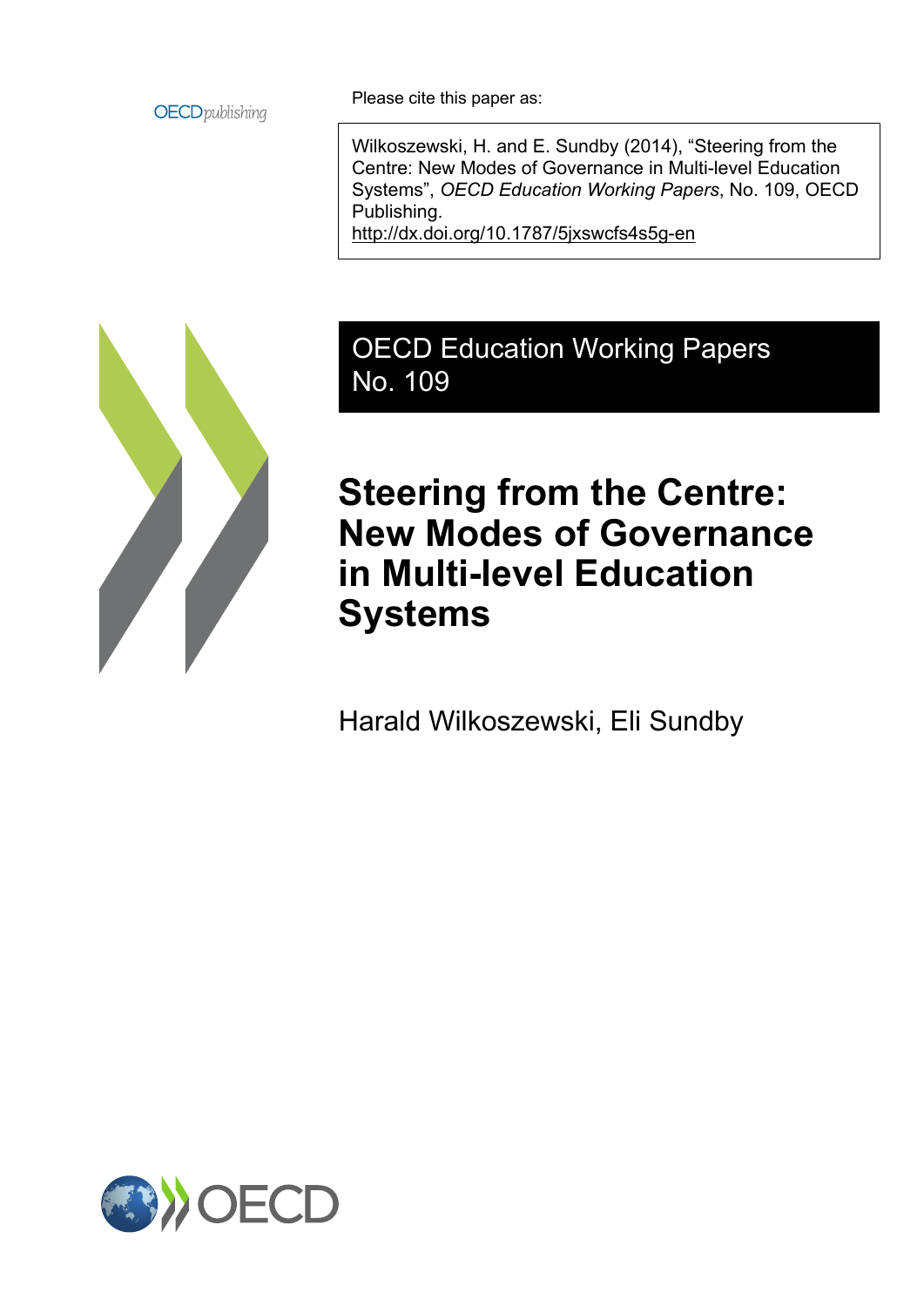OECDpublishing

Please cite this paper as:

Wilkoszewski, H. and E. Sundby (2014), "Steering from the Centre: New Modes of Governance in Multi-level Education Systems", *OECD Education Working Papers*, No. 109, OECD Publishing.
http://dx.doi.org/10.1787/5jxswcfs4s5g-en

OECD Education Working Papers
No. 109

# Steering from the Centre: New Modes of Governance in Multi-level Education Systems

Harald Wilkoszewski, Eli Sundby

OECD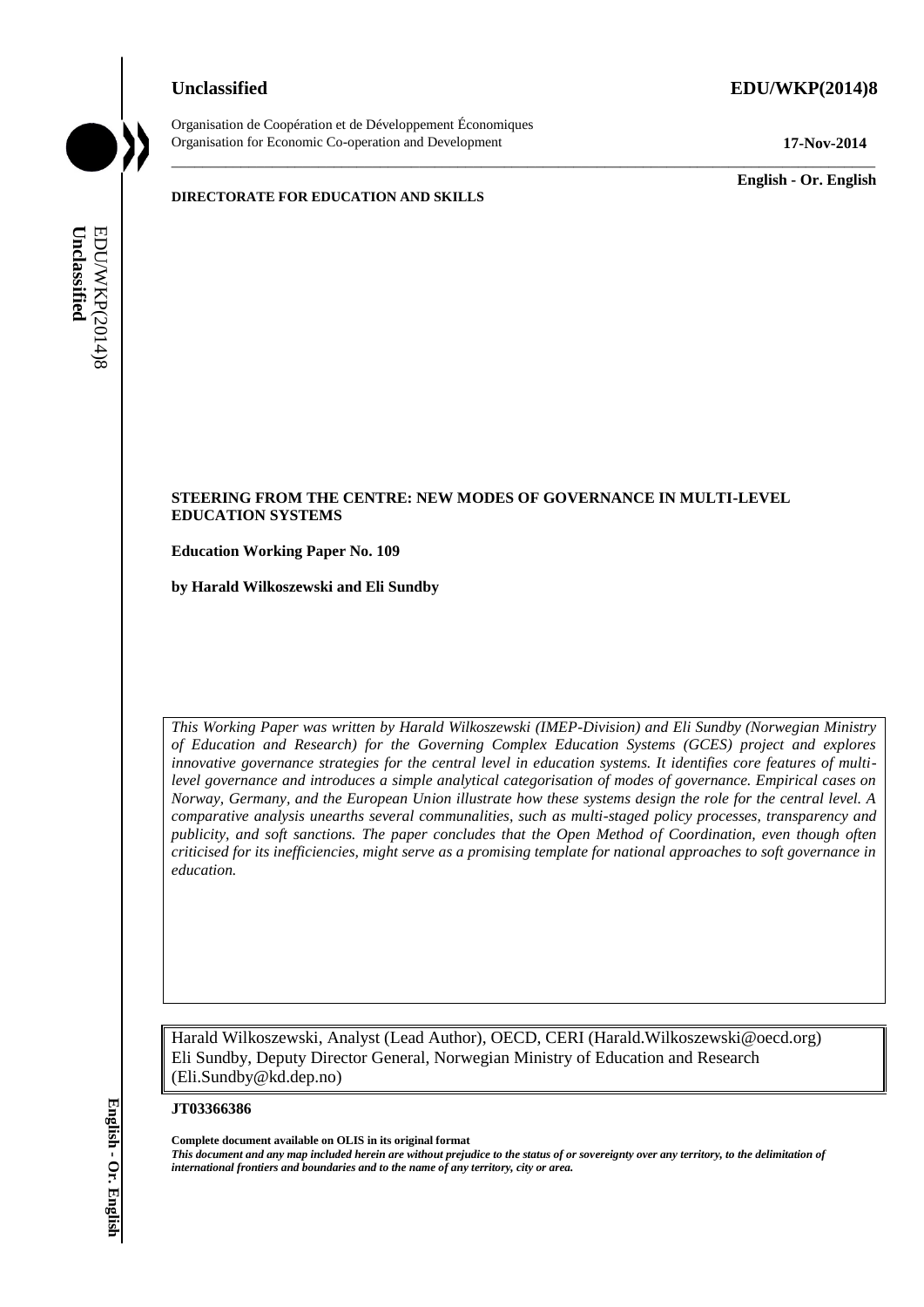Unclassified EDU/WKP(2014)8

Organisation de Coopération et de Développement Économiques
Organisation for Economic Co-operation and Development

17-Nov-2014

English - Or. English

**DIRECTORATE FOR EDUCATION AND SKILLS**

**STEERING FROM THE CENTRE: NEW MODES OF GOVERNANCE IN MULTI-LEVEL EDUCATION SYSTEMS**

**Education Working Paper No. 109**

**by Harald Wilkoszewski and Eli Sundby**

*This Working Paper was written by Harald Wilkoszewski (IMEP-Division) and Eli Sundby (Norwegian Ministry of Education and Research) for the Governing Complex Education Systems (GCES) project and explores innovative governance strategies for the central level in education systems. It identifies core features of multi-level governance and introduces a simple analytical categorisation of modes of governance. Empirical cases on Norway, Germany, and the European Union illustrate how these systems design the role for the central level. A comparative analysis unearths several communalities, such as multi-staged policy processes, transparency and publicity, and soft sanctions. The paper concludes that the Open Method of Coordination, even though often criticised for its inefficiencies, might serve as a promising template for national approaches to soft governance in education.*

Harald Wilkoszewski, Analyst (Lead Author), OECD, CERI (Harald.Wilkoszewski@oecd.org)
Eli Sundby, Deputy Director General, Norwegian Ministry of Education and Research (Eli.Sundby@kd.dep.no)

**JT03366386**

**Complete document available on OLIS in its original format**
***This document and any map included herein are without prejudice to the status of or sovereignty over any territory, to the delimitation of international frontiers and boundaries and to the name of any territory, city or area.***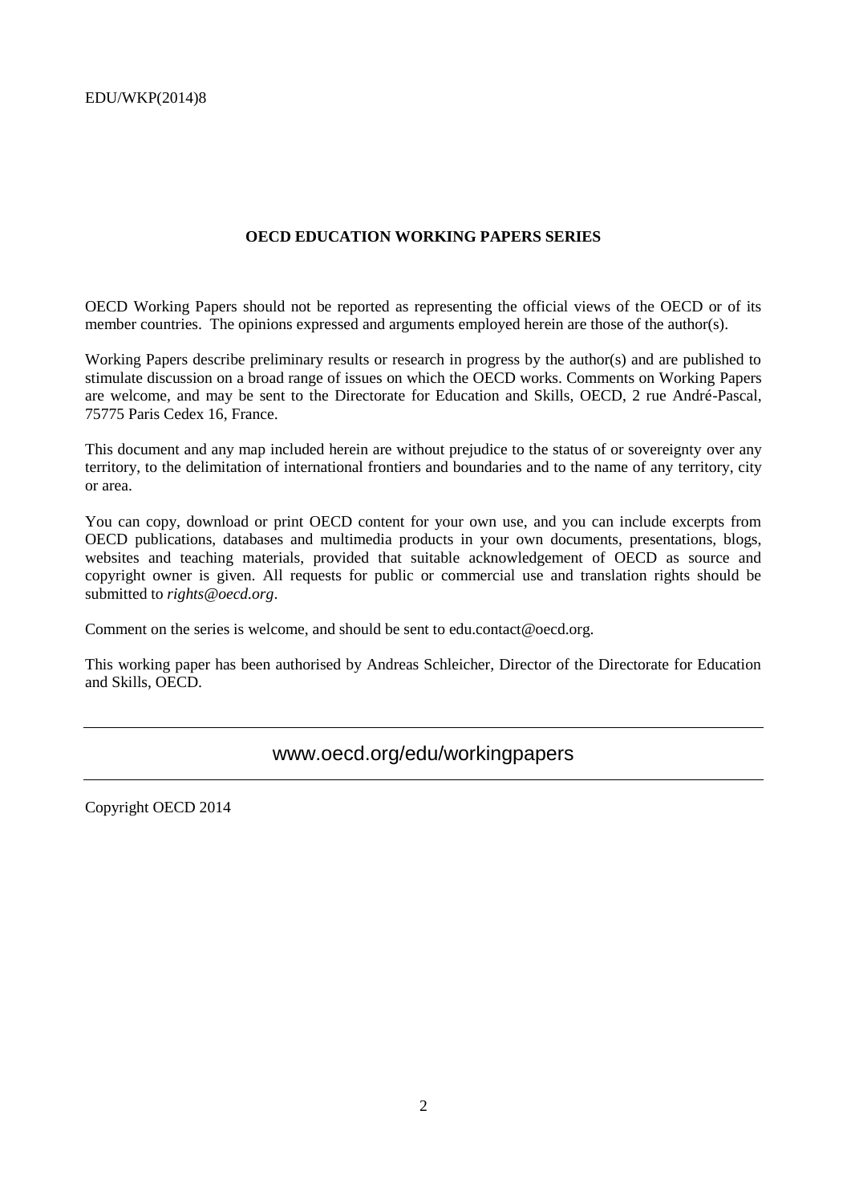**OECD EDUCATION WORKING PAPERS SERIES**

OECD Working Papers should not be reported as representing the official views of the OECD or of its member countries. The opinions expressed and arguments employed herein are those of the author(s).

Working Papers describe preliminary results or research in progress by the author(s) and are published to stimulate discussion on a broad range of issues on which the OECD works. Comments on Working Papers are welcome, and may be sent to the Directorate for Education and Skills, OECD, 2 rue André-Pascal, 75775 Paris Cedex 16, France.

This document and any map included herein are without prejudice to the status of or sovereignty over any territory, to the delimitation of international frontiers and boundaries and to the name of any territory, city or area.

You can copy, download or print OECD content for your own use, and you can include excerpts from OECD publications, databases and multimedia products in your own documents, presentations, blogs, websites and teaching materials, provided that suitable acknowledgement of OECD as source and copyright owner is given. All requests for public or commercial use and translation rights should be submitted to *rights@oecd.org*.

Comment on the series is welcome, and should be sent to edu.contact@oecd.org.

This working paper has been authorised by Andreas Schleicher, Director of the Directorate for Education and Skills, OECD.

---

www.oecd.org/edu/workingpapers

---

Copyright OECD 2014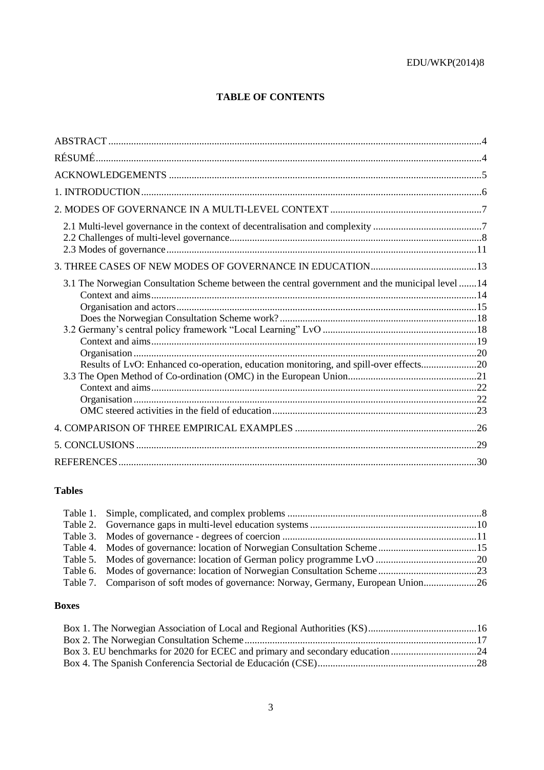# TABLE OF CONTENTS

| | |
|---|---|
| ABSTRACT | 4 |
| RÉSUMÉ | 4 |
| ACKNOWLEDGEMENTS | 5 |
| 1. INTRODUCTION | 6 |
| 2. MODES OF GOVERNANCE IN A MULTI-LEVEL CONTEXT | 7 |
| 2.1 Multi-level governance in the context of decentralisation and complexity | 7 |
| 2.2 Challenges of multi-level governance | 8 |
| 2.3 Modes of governance | 11 |
| 3. THREE CASES OF NEW MODES OF GOVERNANCE IN EDUCATION | 13 |
| 3.1 The Norwegian Consultation Scheme between the central government and the municipal level | 14 |
| Context and aims | 14 |
| Organisation and actors | 15 |
| Does the Norwegian Consultation Scheme work? | 18 |
| 3.2 Germany's central policy framework "Local Learning" LvO | 18 |
| Context and aims | 19 |
| Organisation | 20 |
| Results of LvO: Enhanced co-operation, education monitoring, and spill-over effects | 20 |
| 3.3 The Open Method of Co-ordination (OMC) in the European Union | 21 |
| Context and aims | 22 |
| Organisation | 22 |
| OMC steered activities in the field of education | 23 |
| 4. COMPARISON OF THREE EMPIRICAL EXAMPLES | 26 |
| 5. CONCLUSIONS | 29 |
| REFERENCES | 30 |

**Tables**

| | | |
|---|---|---|
| Table 1. | Simple, complicated, and complex problems | 8 |
| Table 2. | Governance gaps in multi-level education systems | 10 |
| Table 3. | Modes of governance - degrees of coercion | 11 |
| Table 4. | Modes of governance: location of Norwegian Consultation Scheme | 15 |
| Table 5. | Modes of governance: location of German policy programme LvO | 20 |
| Table 6. | Modes of governance: location of Norwegian Consultation Scheme | 23 |
| Table 7. | Comparison of soft modes of governance: Norway, Germany, European Union | 26 |

**Boxes**

| | |
|---|---|
| Box 1. The Norwegian Association of Local and Regional Authorities (KS) | 16 |
| Box 2. The Norwegian Consultation Scheme | 17 |
| Box 3. EU benchmarks for 2020 for ECEC and primary and secondary education | 24 |
| Box 4. The Spanish Conferencia Sectorial de Educación (CSE) | 28 |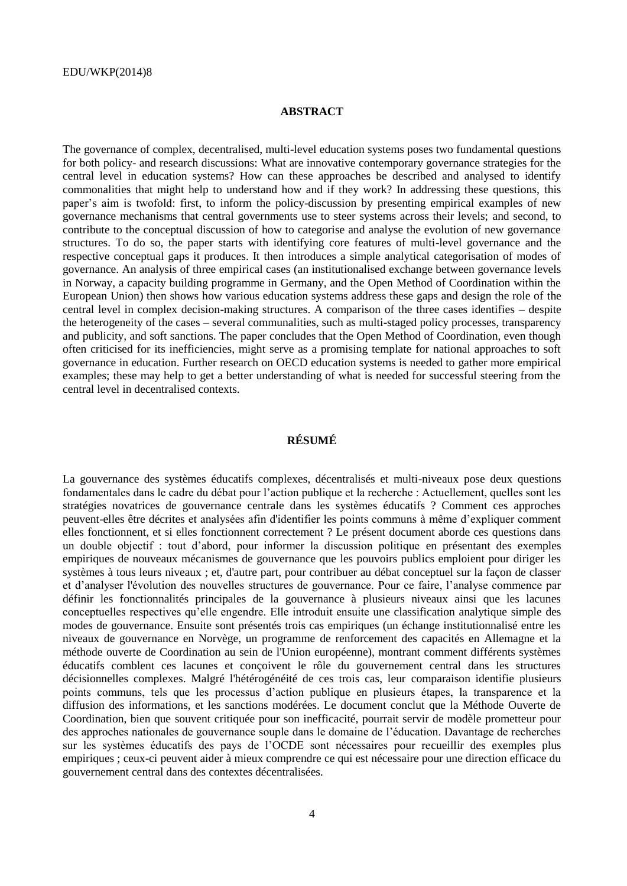## ABSTRACT

The governance of complex, decentralised, multi-level education systems poses two fundamental questions for both policy- and research discussions: What are innovative contemporary governance strategies for the central level in education systems? How can these approaches be described and analysed to identify commonalities that might help to understand how and if they work? In addressing these questions, this paper's aim is twofold: first, to inform the policy-discussion by presenting empirical examples of new governance mechanisms that central governments use to steer systems across their levels; and second, to contribute to the conceptual discussion of how to categorise and analyse the evolution of new governance structures. To do so, the paper starts with identifying core features of multi-level governance and the respective conceptual gaps it produces. It then introduces a simple analytical categorisation of modes of governance. An analysis of three empirical cases (an institutionalised exchange between governance levels in Norway, a capacity building programme in Germany, and the Open Method of Coordination within the European Union) then shows how various education systems address these gaps and design the role of the central level in complex decision-making structures. A comparison of the three cases identifies – despite the heterogeneity of the cases – several communalities, such as multi-staged policy processes, transparency and publicity, and soft sanctions. The paper concludes that the Open Method of Coordination, even though often criticised for its inefficiencies, might serve as a promising template for national approaches to soft governance in education. Further research on OECD education systems is needed to gather more empirical examples; these may help to get a better understanding of what is needed for successful steering from the central level in decentralised contexts.

## RÉSUMÉ

La gouvernance des systèmes éducatifs complexes, décentralisés et multi-niveaux pose deux questions fondamentales dans le cadre du débat pour l'action publique et la recherche : Actuellement, quelles sont les stratégies novatrices de gouvernance centrale dans les systèmes éducatifs ? Comment ces approches peuvent-elles être décrites et analysées afin d'identifier les points communs à même d'expliquer comment elles fonctionnent, et si elles fonctionnent correctement ? Le présent document aborde ces questions dans un double objectif : tout d'abord, pour informer la discussion politique en présentant des exemples empiriques de nouveaux mécanismes de gouvernance que les pouvoirs publics emploient pour diriger les systèmes à tous leurs niveaux ; et, d'autre part, pour contribuer au débat conceptuel sur la façon de classer et d'analyser l'évolution des nouvelles structures de gouvernance. Pour ce faire, l'analyse commence par définir les fonctionnalités principales de la gouvernance à plusieurs niveaux ainsi que les lacunes conceptuelles respectives qu'elle engendre. Elle introduit ensuite une classification analytique simple des modes de gouvernance. Ensuite sont présentés trois cas empiriques (un échange institutionnalisé entre les niveaux de gouvernance en Norvège, un programme de renforcement des capacités en Allemagne et la méthode ouverte de Coordination au sein de l'Union européenne), montrant comment différents systèmes éducatifs comblent ces lacunes et conçoivent le rôle du gouvernement central dans les structures décisionnelles complexes. Malgré l'hétérogénéité de ces trois cas, leur comparaison identifie plusieurs points communs, tels que les processus d'action publique en plusieurs étapes, la transparence et la diffusion des informations, et les sanctions modérées. Le document conclut que la Méthode Ouverte de Coordination, bien que souvent critiquée pour son inefficacité, pourrait servir de modèle prometteur pour des approches nationales de gouvernance souple dans le domaine de l'éducation. Davantage de recherches sur les systèmes éducatifs des pays de l'OCDE sont nécessaires pour recueillir des exemples plus empiriques ; ceux-ci peuvent aider à mieux comprendre ce qui est nécessaire pour une direction efficace du gouvernement central dans des contextes décentralisées.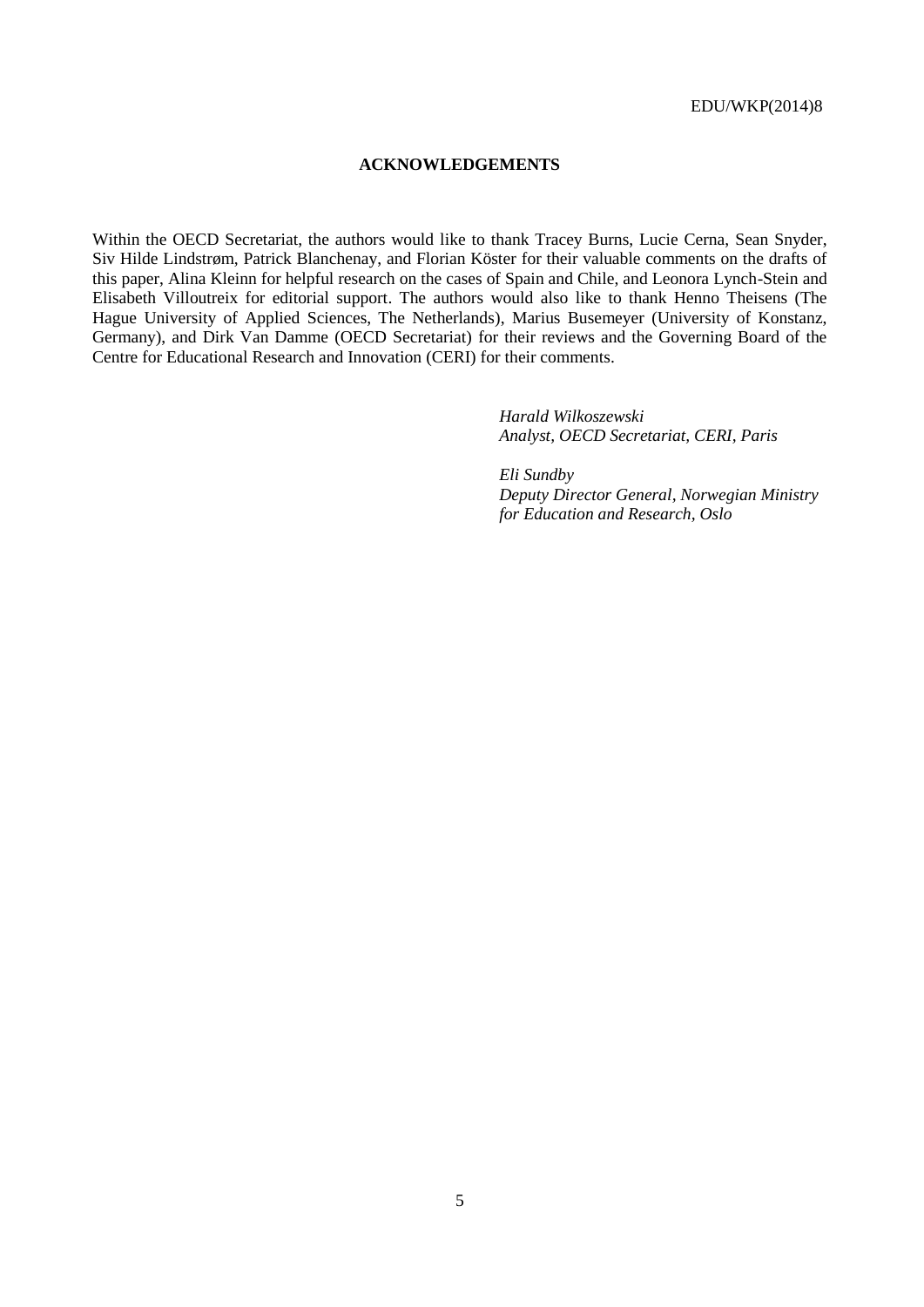## ACKNOWLEDGEMENTS

Within the OECD Secretariat, the authors would like to thank Tracey Burns, Lucie Cerna, Sean Snyder, Siv Hilde Lindstrøm, Patrick Blanchenay, and Florian Köster for their valuable comments on the drafts of this paper, Alina Kleinn for helpful research on the cases of Spain and Chile, and Leonora Lynch-Stein and Elisabeth Villoutreix for editorial support. The authors would also like to thank Henno Theisens (The Hague University of Applied Sciences, The Netherlands), Marius Busemeyer (University of Konstanz, Germany), and Dirk Van Damme (OECD Secretariat) for their reviews and the Governing Board of the Centre for Educational Research and Innovation (CERI) for their comments.

*Harald Wilkoszewski*
*Analyst, OECD Secretariat, CERI, Paris*

*Eli Sundby*
*Deputy Director General, Norwegian Ministry for Education and Research, Oslo*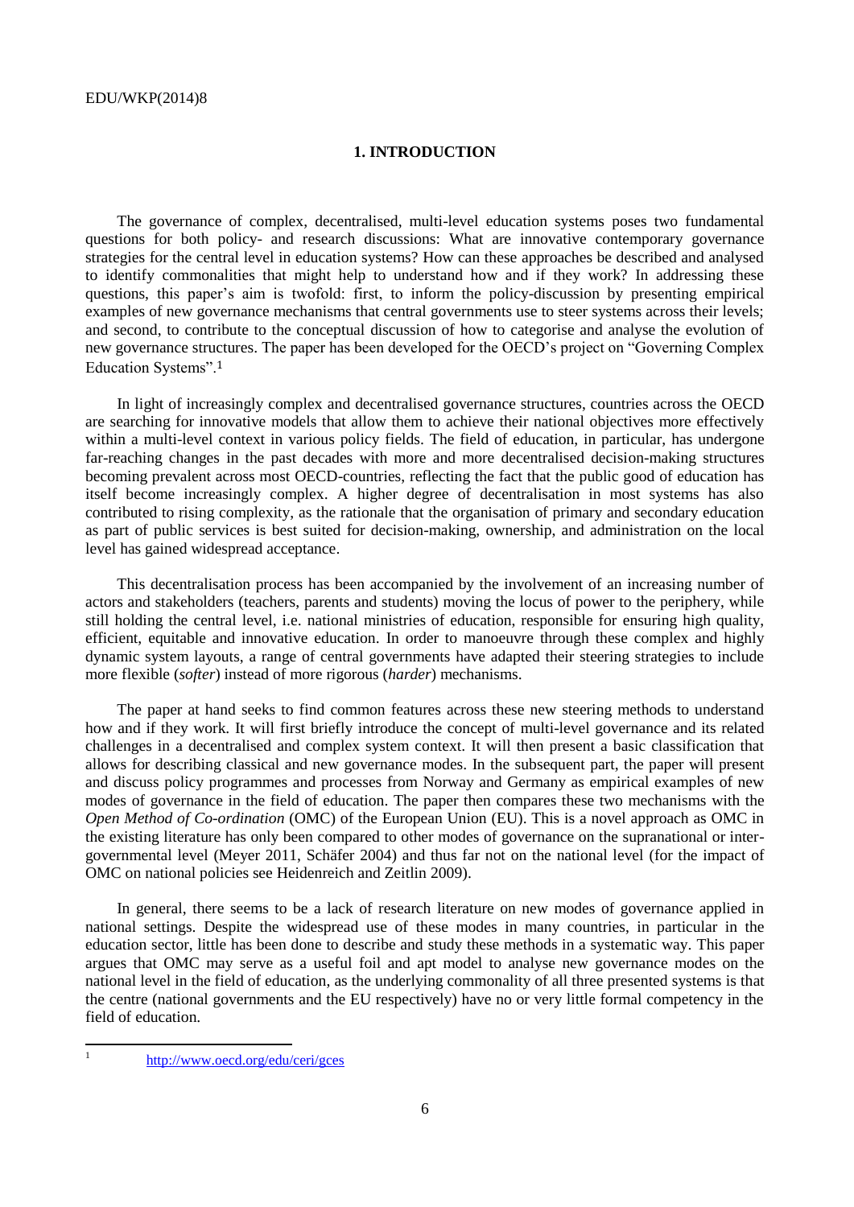## 1. INTRODUCTION

The governance of complex, decentralised, multi-level education systems poses two fundamental questions for both policy- and research discussions: What are innovative contemporary governance strategies for the central level in education systems? How can these approaches be described and analysed to identify commonalities that might help to understand how and if they work? In addressing these questions, this paper's aim is twofold: first, to inform the policy-discussion by presenting empirical examples of new governance mechanisms that central governments use to steer systems across their levels; and second, to contribute to the conceptual discussion of how to categorise and analyse the evolution of new governance structures. The paper has been developed for the OECD's project on "Governing Complex Education Systems".[1]

In light of increasingly complex and decentralised governance structures, countries across the OECD are searching for innovative models that allow them to achieve their national objectives more effectively within a multi-level context in various policy fields. The field of education, in particular, has undergone far-reaching changes in the past decades with more and more decentralised decision-making structures becoming prevalent across most OECD-countries, reflecting the fact that the public good of education has itself become increasingly complex. A higher degree of decentralisation in most systems has also contributed to rising complexity, as the rationale that the organisation of primary and secondary education as part of public services is best suited for decision-making, ownership, and administration on the local level has gained widespread acceptance.

This decentralisation process has been accompanied by the involvement of an increasing number of actors and stakeholders (teachers, parents and students) moving the locus of power to the periphery, while still holding the central level, i.e. national ministries of education, responsible for ensuring high quality, efficient, equitable and innovative education. In order to manoeuvre through these complex and highly dynamic system layouts, a range of central governments have adapted their steering strategies to include more flexible (*softer*) instead of more rigorous (*harder*) mechanisms.

The paper at hand seeks to find common features across these new steering methods to understand how and if they work. It will first briefly introduce the concept of multi-level governance and its related challenges in a decentralised and complex system context. It will then present a basic classification that allows for describing classical and new governance modes. In the subsequent part, the paper will present and discuss policy programmes and processes from Norway and Germany as empirical examples of new modes of governance in the field of education. The paper then compares these two mechanisms with the *Open Method of Co-ordination* (OMC) of the European Union (EU). This is a novel approach as OMC in the existing literature has only been compared to other modes of governance on the supranational or inter-governmental level (Meyer 2011, Schäfer 2004) and thus far not on the national level (for the impact of OMC on national policies see Heidenreich and Zeitlin 2009).

In general, there seems to be a lack of research literature on new modes of governance applied in national settings. Despite the widespread use of these modes in many countries, in particular in the education sector, little has been done to describe and study these methods in a systematic way. This paper argues that OMC may serve as a useful foil and apt model to analyse new governance modes on the national level in the field of education, as the underlying commonality of all three presented systems is that the centre (national governments and the EU respectively) have no or very little formal competency in the field of education.

[1] http://www.oecd.org/edu/ceri/gces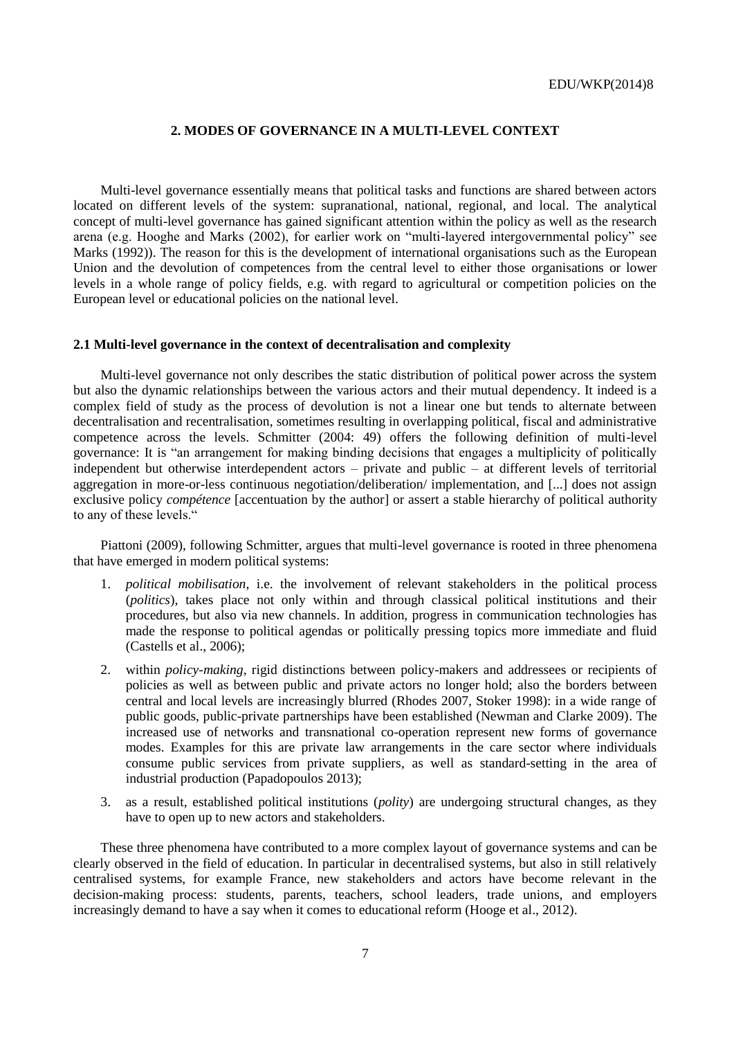## 2. MODES OF GOVERNANCE IN A MULTI-LEVEL CONTEXT

Multi-level governance essentially means that political tasks and functions are shared between actors located on different levels of the system: supranational, national, regional, and local. The analytical concept of multi-level governance has gained significant attention within the policy as well as the research arena (e.g. Hooghe and Marks (2002), for earlier work on "multi-layered intergovernmental policy" see Marks (1992)). The reason for this is the development of international organisations such as the European Union and the devolution of competences from the central level to either those organisations or lower levels in a whole range of policy fields, e.g. with regard to agricultural or competition policies on the European level or educational policies on the national level.

### 2.1 Multi-level governance in the context of decentralisation and complexity

Multi-level governance not only describes the static distribution of political power across the system but also the dynamic relationships between the various actors and their mutual dependency. It indeed is a complex field of study as the process of devolution is not a linear one but tends to alternate between decentralisation and recentralisation, sometimes resulting in overlapping political, fiscal and administrative competence across the levels. Schmitter (2004: 49) offers the following definition of multi-level governance: It is "an arrangement for making binding decisions that engages a multiplicity of politically independent but otherwise interdependent actors – private and public – at different levels of territorial aggregation in more-or-less continuous negotiation/deliberation/ implementation, and [...] does not assign exclusive policy *compétence* [accentuation by the author] or assert a stable hierarchy of political authority to any of these levels."

Piattoni (2009), following Schmitter, argues that multi-level governance is rooted in three phenomena that have emerged in modern political systems:

1. *political mobilisation*, i.e. the involvement of relevant stakeholders in the political process (*politics*), takes place not only within and through classical political institutions and their procedures, but also via new channels. In addition, progress in communication technologies has made the response to political agendas or politically pressing topics more immediate and fluid (Castells et al., 2006);
2. within *policy-making*, rigid distinctions between policy-makers and addressees or recipients of policies as well as between public and private actors no longer hold; also the borders between central and local levels are increasingly blurred (Rhodes 2007, Stoker 1998): in a wide range of public goods, public-private partnerships have been established (Newman and Clarke 2009). The increased use of networks and transnational co-operation represent new forms of governance modes. Examples for this are private law arrangements in the care sector where individuals consume public services from private suppliers, as well as standard-setting in the area of industrial production (Papadopoulos 2013);
3. as a result, established political institutions (*polity*) are undergoing structural changes, as they have to open up to new actors and stakeholders.

These three phenomena have contributed to a more complex layout of governance systems and can be clearly observed in the field of education. In particular in decentralised systems, but also in still relatively centralised systems, for example France, new stakeholders and actors have become relevant in the decision-making process: students, parents, teachers, school leaders, trade unions, and employers increasingly demand to have a say when it comes to educational reform (Hooge et al., 2012).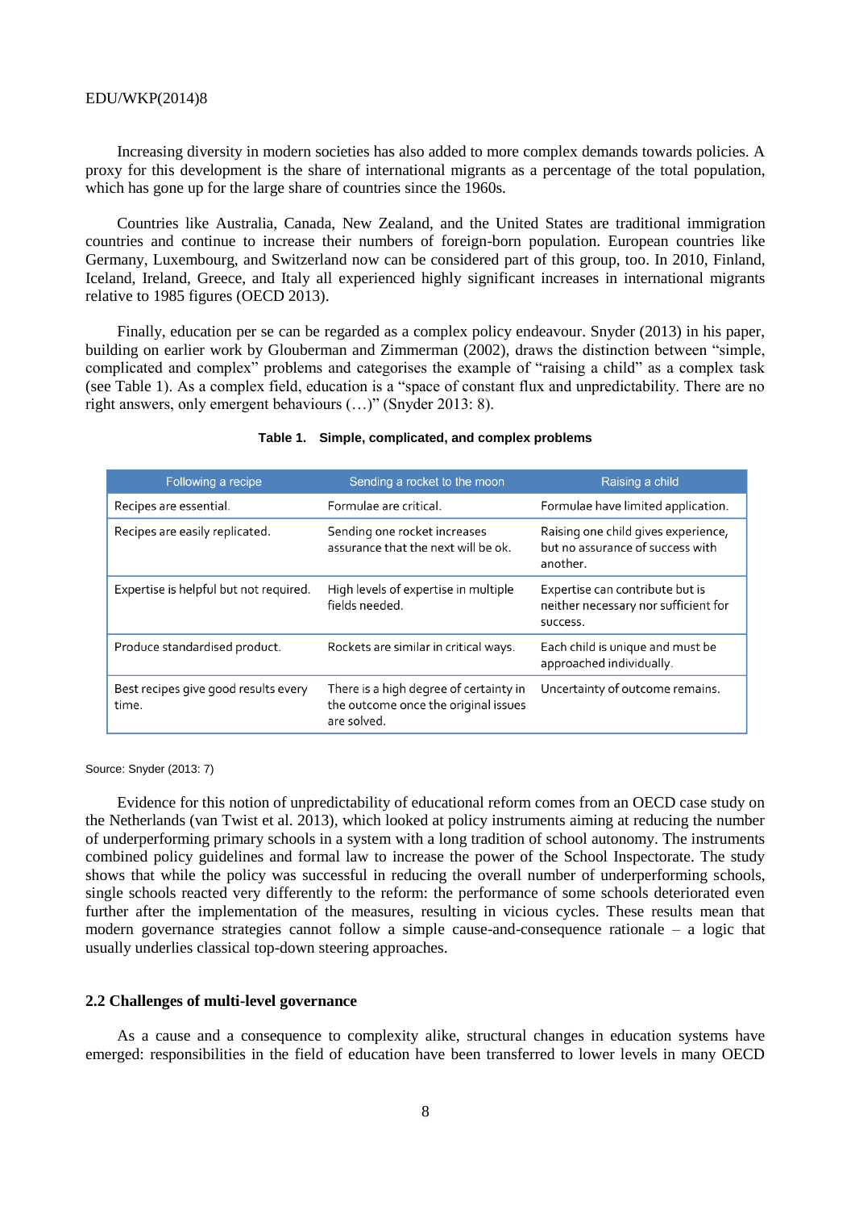Increasing diversity in modern societies has also added to more complex demands towards policies. A proxy for this development is the share of international migrants as a percentage of the total population, which has gone up for the large share of countries since the 1960s.

Countries like Australia, Canada, New Zealand, and the United States are traditional immigration countries and continue to increase their numbers of foreign-born population. European countries like Germany, Luxembourg, and Switzerland now can be considered part of this group, too. In 2010, Finland, Iceland, Ireland, Greece, and Italy all experienced highly significant increases in international migrants relative to 1985 figures (OECD 2013).

Finally, education per se can be regarded as a complex policy endeavour. Snyder (2013) in his paper, building on earlier work by Glouberman and Zimmerman (2002), draws the distinction between "simple, complicated and complex" problems and categorises the example of "raising a child" as a complex task (see Table 1). As a complex field, education is a "space of constant flux and unpredictability. There are no right answers, only emergent behaviours (…)" (Snyder 2013: 8).

**Table 1. Simple, complicated, and complex problems**

| Following a recipe | Sending a rocket to the moon | Raising a child |
|---|---|---|
| Recipes are essential. | Formulae are critical. | Formulae have limited application. |
| Recipes are easily replicated. | Sending one rocket increases assurance that the next will be ok. | Raising one child gives experience, but no assurance of success with another. |
| Expertise is helpful but not required. | High levels of expertise in multiple fields needed. | Expertise can contribute but is neither necessary nor sufficient for success. |
| Produce standardised product. | Rockets are similar in critical ways. | Each child is unique and must be approached individually. |
| Best recipes give good results every time. | There is a high degree of certainty in the outcome once the original issues are solved. | Uncertainty of outcome remains. |

Source: Snyder (2013: 7)

Evidence for this notion of unpredictability of educational reform comes from an OECD case study on the Netherlands (van Twist et al. 2013), which looked at policy instruments aiming at reducing the number of underperforming primary schools in a system with a long tradition of school autonomy. The instruments combined policy guidelines and formal law to increase the power of the School Inspectorate. The study shows that while the policy was successful in reducing the overall number of underperforming schools, single schools reacted very differently to the reform: the performance of some schools deteriorated even further after the implementation of the measures, resulting in vicious cycles. These results mean that modern governance strategies cannot follow a simple cause-and-consequence rationale – a logic that usually underlies classical top-down steering approaches.

### 2.2 Challenges of multi-level governance

As a cause and a consequence to complexity alike, structural changes in education systems have emerged: responsibilities in the field of education have been transferred to lower levels in many OECD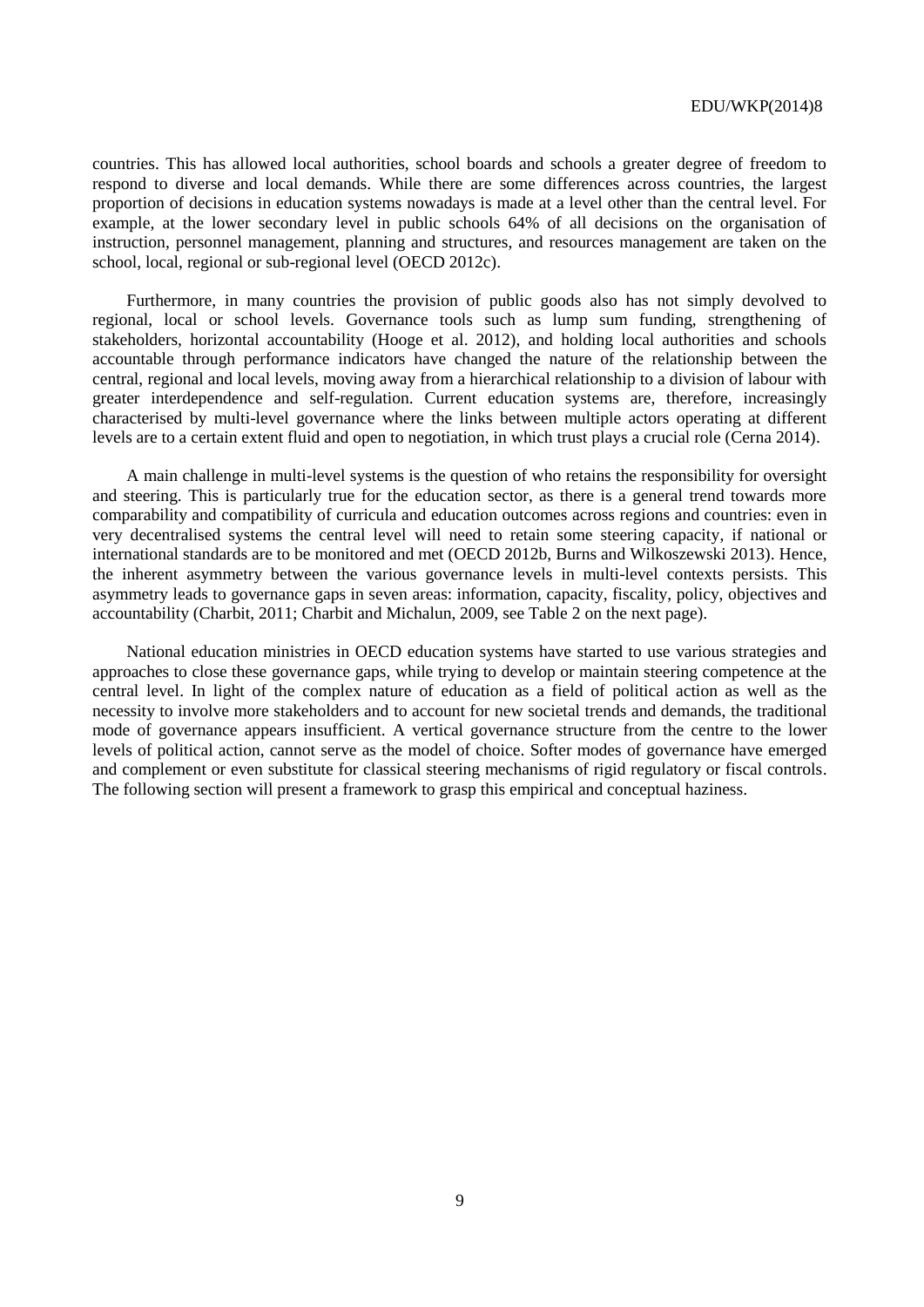countries. This has allowed local authorities, school boards and schools a greater degree of freedom to respond to diverse and local demands. While there are some differences across countries, the largest proportion of decisions in education systems nowadays is made at a level other than the central level. For example, at the lower secondary level in public schools 64% of all decisions on the organisation of instruction, personnel management, planning and structures, and resources management are taken on the school, local, regional or sub-regional level (OECD 2012c).

Furthermore, in many countries the provision of public goods also has not simply devolved to regional, local or school levels. Governance tools such as lump sum funding, strengthening of stakeholders, horizontal accountability (Hooge et al. 2012), and holding local authorities and schools accountable through performance indicators have changed the nature of the relationship between the central, regional and local levels, moving away from a hierarchical relationship to a division of labour with greater interdependence and self-regulation. Current education systems are, therefore, increasingly characterised by multi-level governance where the links between multiple actors operating at different levels are to a certain extent fluid and open to negotiation, in which trust plays a crucial role (Cerna 2014).

A main challenge in multi-level systems is the question of who retains the responsibility for oversight and steering. This is particularly true for the education sector, as there is a general trend towards more comparability and compatibility of curricula and education outcomes across regions and countries: even in very decentralised systems the central level will need to retain some steering capacity, if national or international standards are to be monitored and met (OECD 2012b, Burns and Wilkoszewski 2013). Hence, the inherent asymmetry between the various governance levels in multi-level contexts persists. This asymmetry leads to governance gaps in seven areas: information, capacity, fiscality, policy, objectives and accountability (Charbit, 2011; Charbit and Michalun, 2009, see Table 2 on the next page).

National education ministries in OECD education systems have started to use various strategies and approaches to close these governance gaps, while trying to develop or maintain steering competence at the central level. In light of the complex nature of education as a field of political action as well as the necessity to involve more stakeholders and to account for new societal trends and demands, the traditional mode of governance appears insufficient. A vertical governance structure from the centre to the lower levels of political action, cannot serve as the model of choice. Softer modes of governance have emerged and complement or even substitute for classical steering mechanisms of rigid regulatory or fiscal controls. The following section will present a framework to grasp this empirical and conceptual haziness.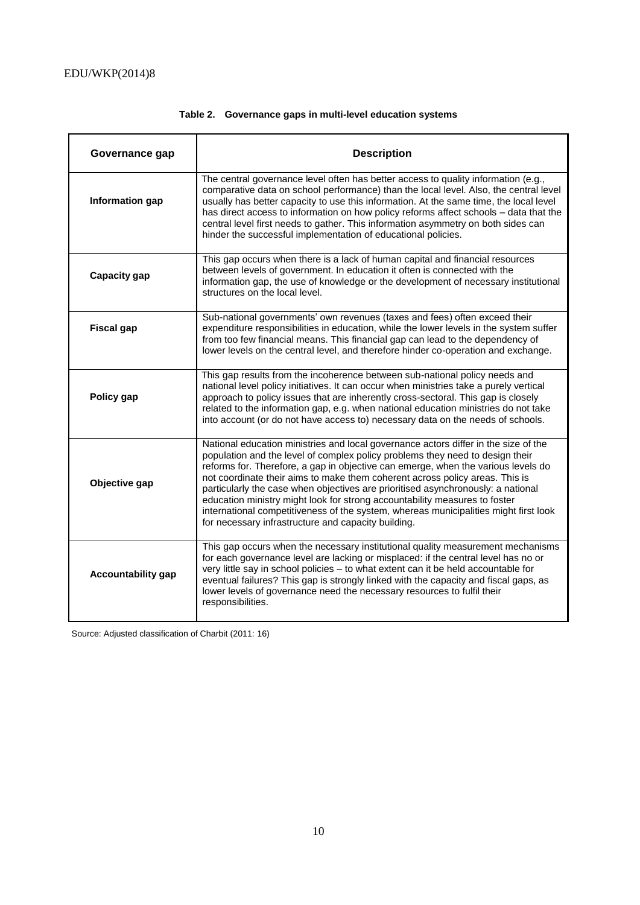**Table 2. Governance gaps in multi-level education systems**

| Governance gap | Description |
|---|---|
| **Information gap** | The central governance level often has better access to quality information (e.g., comparative data on school performance) than the local level. Also, the central level usually has better capacity to use this information. At the same time, the local level has direct access to information on how policy reforms affect schools – data that the central level first needs to gather. This information asymmetry on both sides can hinder the successful implementation of educational policies. |
| **Capacity gap** | This gap occurs when there is a lack of human capital and financial resources between levels of government. In education it often is connected with the information gap, the use of knowledge or the development of necessary institutional structures on the local level. |
| **Fiscal gap** | Sub-national governments' own revenues (taxes and fees) often exceed their expenditure responsibilities in education, while the lower levels in the system suffer from too few financial means. This financial gap can lead to the dependency of lower levels on the central level, and therefore hinder co-operation and exchange. |
| **Policy gap** | This gap results from the incoherence between sub-national policy needs and national level policy initiatives. It can occur when ministries take a purely vertical approach to policy issues that are inherently cross-sectoral. This gap is closely related to the information gap, e.g. when national education ministries do not take into account (or do not have access to) necessary data on the needs of schools. |
| **Objective gap** | National education ministries and local governance actors differ in the size of the population and the level of complex policy problems they need to design their reforms for. Therefore, a gap in objective can emerge, when the various levels do not coordinate their aims to make them coherent across policy areas. This is particularly the case when objectives are prioritised asynchronously: a national education ministry might look for strong accountability measures to foster international competitiveness of the system, whereas municipalities might first look for necessary infrastructure and capacity building. |
| **Accountability gap** | This gap occurs when the necessary institutional quality measurement mechanisms for each governance level are lacking or misplaced: if the central level has no or very little say in school policies – to what extent can it be held accountable for eventual failures? This gap is strongly linked with the capacity and fiscal gaps, as lower levels of governance need the necessary resources to fulfil their responsibilities. |

Source: Adjusted classification of Charbit (2011: 16)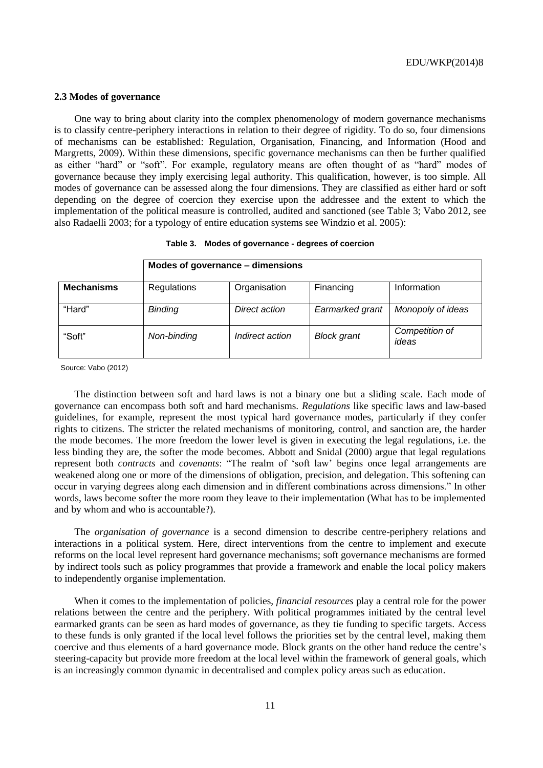### 2.3 Modes of governance

One way to bring about clarity into the complex phenomenology of modern governance mechanisms is to classify centre-periphery interactions in relation to their degree of rigidity. To do so, four dimensions of mechanisms can be established: Regulation, Organisation, Financing, and Information (Hood and Margretts, 2009). Within these dimensions, specific governance mechanisms can then be further qualified as either "hard" or "soft". For example, regulatory means are often thought of as "hard" modes of governance because they imply exercising legal authority. This qualification, however, is too simple. All modes of governance can be assessed along the four dimensions. They are classified as either hard or soft depending on the degree of coercion they exercise upon the addressee and the extent to which the implementation of the political measure is controlled, audited and sanctioned (see Table 3; Vabo 2012, see also Radaelli 2003; for a typology of entire education systems see Windzio et al. 2005):

**Table 3. Modes of governance - degrees of coercion**

| | Modes of governance – dimensions | | | |
|---|---|---|---|---|
| **Mechanisms** | Regulations | Organisation | Financing | Information |
| "Hard" | *Binding* | *Direct action* | *Earmarked grant* | *Monopoly of ideas* |
| "Soft" | *Non-binding* | *Indirect action* | *Block grant* | *Competition of ideas* |

Source: Vabo (2012)

The distinction between soft and hard laws is not a binary one but a sliding scale. Each mode of governance can encompass both soft and hard mechanisms. *Regulations* like specific laws and law-based guidelines, for example, represent the most typical hard governance modes, particularly if they confer rights to citizens. The stricter the related mechanisms of monitoring, control, and sanction are, the harder the mode becomes. The more freedom the lower level is given in executing the legal regulations, i.e. the less binding they are, the softer the mode becomes. Abbott and Snidal (2000) argue that legal regulations represent both *contracts* and *covenants*: "The realm of 'soft law' begins once legal arrangements are weakened along one or more of the dimensions of obligation, precision, and delegation. This softening can occur in varying degrees along each dimension and in different combinations across dimensions." In other words, laws become softer the more room they leave to their implementation (What has to be implemented and by whom and who is accountable?).

The *organisation of governance* is a second dimension to describe centre-periphery relations and interactions in a political system. Here, direct interventions from the centre to implement and execute reforms on the local level represent hard governance mechanisms; soft governance mechanisms are formed by indirect tools such as policy programmes that provide a framework and enable the local policy makers to independently organise implementation.

When it comes to the implementation of policies, *financial resources* play a central role for the power relations between the centre and the periphery. With political programmes initiated by the central level earmarked grants can be seen as hard modes of governance, as they tie funding to specific targets. Access to these funds is only granted if the local level follows the priorities set by the central level, making them coercive and thus elements of a hard governance mode. Block grants on the other hand reduce the centre's steering-capacity but provide more freedom at the local level within the framework of general goals, which is an increasingly common dynamic in decentralised and complex policy areas such as education.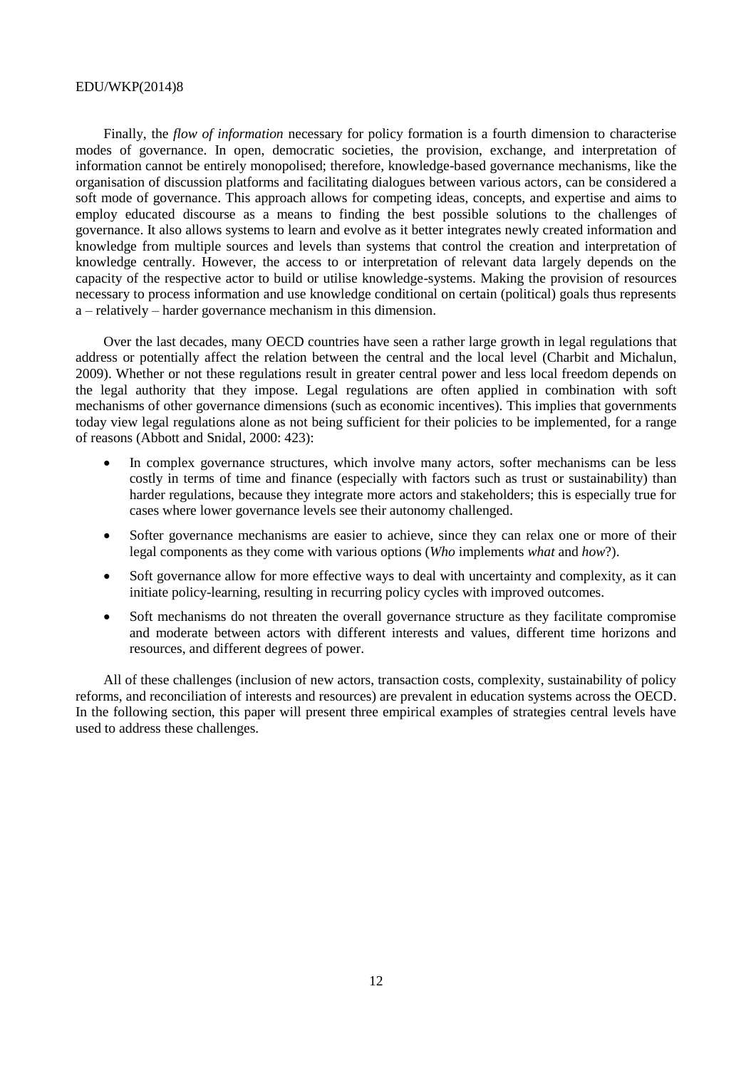Finally, the *flow of information* necessary for policy formation is a fourth dimension to characterise modes of governance. In open, democratic societies, the provision, exchange, and interpretation of information cannot be entirely monopolised; therefore, knowledge-based governance mechanisms, like the organisation of discussion platforms and facilitating dialogues between various actors, can be considered a soft mode of governance. This approach allows for competing ideas, concepts, and expertise and aims to employ educated discourse as a means to finding the best possible solutions to the challenges of governance. It also allows systems to learn and evolve as it better integrates newly created information and knowledge from multiple sources and levels than systems that control the creation and interpretation of knowledge centrally. However, the access to or interpretation of relevant data largely depends on the capacity of the respective actor to build or utilise knowledge-systems. Making the provision of resources necessary to process information and use knowledge conditional on certain (political) goals thus represents a – relatively – harder governance mechanism in this dimension.

Over the last decades, many OECD countries have seen a rather large growth in legal regulations that address or potentially affect the relation between the central and the local level (Charbit and Michalun, 2009). Whether or not these regulations result in greater central power and less local freedom depends on the legal authority that they impose. Legal regulations are often applied in combination with soft mechanisms of other governance dimensions (such as economic incentives). This implies that governments today view legal regulations alone as not being sufficient for their policies to be implemented, for a range of reasons (Abbott and Snidal, 2000: 423):

- In complex governance structures, which involve many actors, softer mechanisms can be less costly in terms of time and finance (especially with factors such as trust or sustainability) than harder regulations, because they integrate more actors and stakeholders; this is especially true for cases where lower governance levels see their autonomy challenged.
- Softer governance mechanisms are easier to achieve, since they can relax one or more of their legal components as they come with various options (*Who* implements *what* and *how*?).
- Soft governance allow for more effective ways to deal with uncertainty and complexity, as it can initiate policy-learning, resulting in recurring policy cycles with improved outcomes.
- Soft mechanisms do not threaten the overall governance structure as they facilitate compromise and moderate between actors with different interests and values, different time horizons and resources, and different degrees of power.

All of these challenges (inclusion of new actors, transaction costs, complexity, sustainability of policy reforms, and reconciliation of interests and resources) are prevalent in education systems across the OECD. In the following section, this paper will present three empirical examples of strategies central levels have used to address these challenges.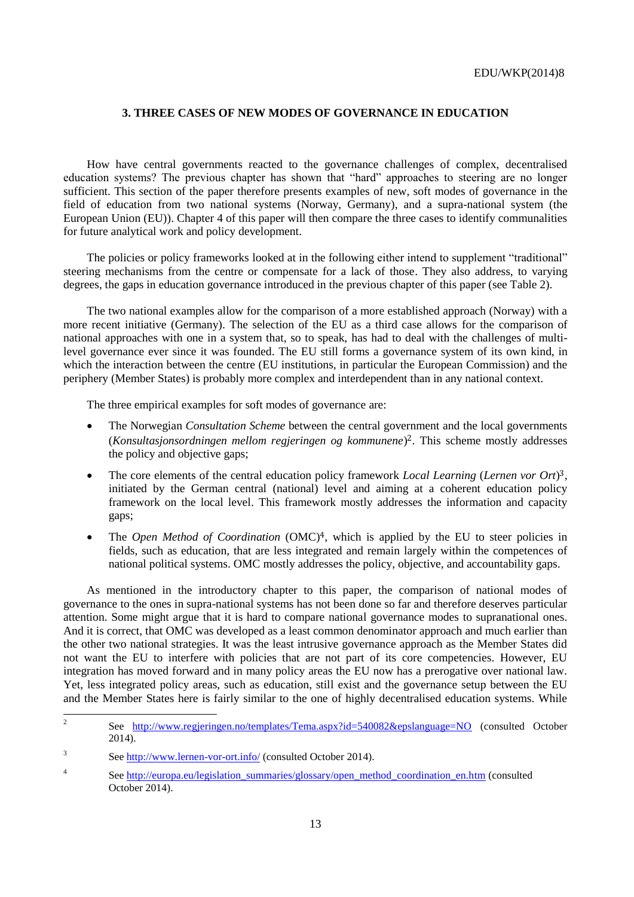## 3. THREE CASES OF NEW MODES OF GOVERNANCE IN EDUCATION

How have central governments reacted to the governance challenges of complex, decentralised education systems? The previous chapter has shown that "hard" approaches to steering are no longer sufficient. This section of the paper therefore presents examples of new, soft modes of governance in the field of education from two national systems (Norway, Germany), and a supra-national system (the European Union (EU)). Chapter 4 of this paper will then compare the three cases to identify communalities for future analytical work and policy development.

The policies or policy frameworks looked at in the following either intend to supplement "traditional" steering mechanisms from the centre or compensate for a lack of those. They also address, to varying degrees, the gaps in education governance introduced in the previous chapter of this paper (see Table 2).

The two national examples allow for the comparison of a more established approach (Norway) with a more recent initiative (Germany). The selection of the EU as a third case allows for the comparison of national approaches with one in a system that, so to speak, has had to deal with the challenges of multi-level governance ever since it was founded. The EU still forms a governance system of its own kind, in which the interaction between the centre (EU institutions, in particular the European Commission) and the periphery (Member States) is probably more complex and interdependent than in any national context.

The three empirical examples for soft modes of governance are:

- The Norwegian *Consultation Scheme* between the central government and the local governments (*Konsultasjonsordningen mellom regjeringen og kommunene*)[2]. This scheme mostly addresses the policy and objective gaps;
- The core elements of the central education policy framework *Local Learning* (*Lernen vor Ort*)[3], initiated by the German central (national) level and aiming at a coherent education policy framework on the local level. This framework mostly addresses the information and capacity gaps;
- The *Open Method of Coordination* (OMC)[4], which is applied by the EU to steer policies in fields, such as education, that are less integrated and remain largely within the competences of national political systems. OMC mostly addresses the policy, objective, and accountability gaps.

As mentioned in the introductory chapter to this paper, the comparison of national modes of governance to the ones in supra-national systems has not been done so far and therefore deserves particular attention. Some might argue that it is hard to compare national governance modes to supranational ones. And it is correct, that OMC was developed as a least common denominator approach and much earlier than the other two national strategies. It was the least intrusive governance approach as the Member States did not want the EU to interfere with policies that are not part of its core competencies. However, EU integration has moved forward and in many policy areas the EU now has a prerogative over national law. Yet, less integrated policy areas, such as education, still exist and the governance setup between the EU and the Member States here is fairly similar to the one of highly decentralised education systems. While

---

[2] See http://www.regjeringen.no/templates/Tema.aspx?id=540082&epslanguage=NO (consulted October 2014).

[3] See http://www.lernen-vor-ort.info/ (consulted October 2014).

[4] See http://europa.eu/legislation_summaries/glossary/open_method_coordination_en.htm (consulted October 2014).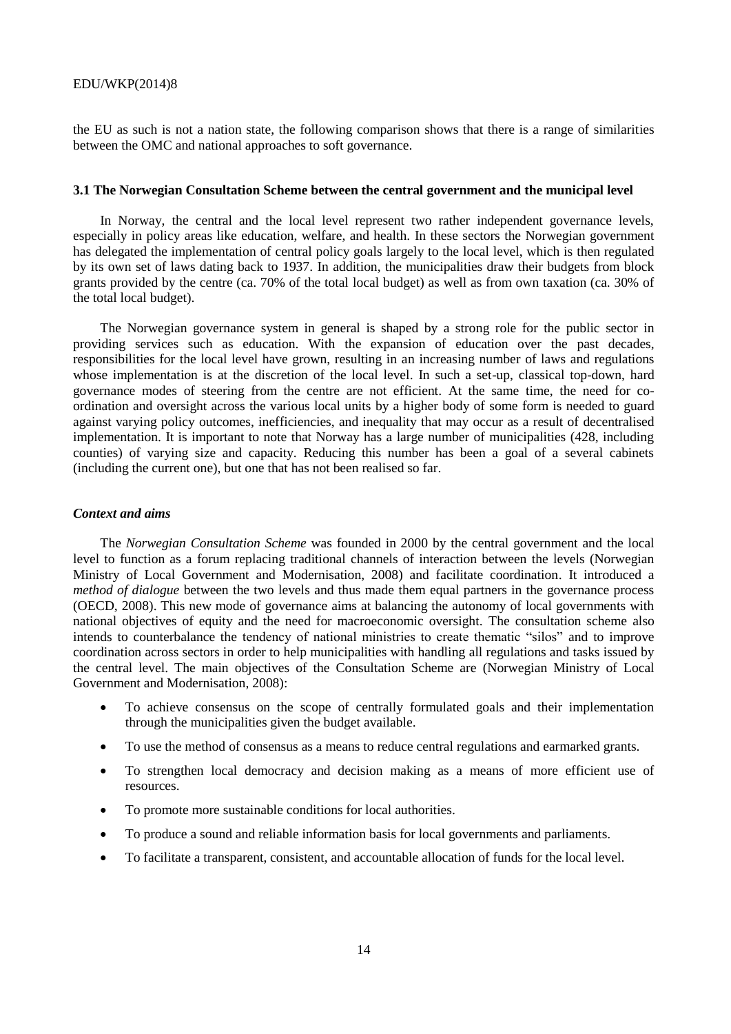the EU as such is not a nation state, the following comparison shows that there is a range of similarities between the OMC and national approaches to soft governance.

### 3.1 The Norwegian Consultation Scheme between the central government and the municipal level

In Norway, the central and the local level represent two rather independent governance levels, especially in policy areas like education, welfare, and health. In these sectors the Norwegian government has delegated the implementation of central policy goals largely to the local level, which is then regulated by its own set of laws dating back to 1937. In addition, the municipalities draw their budgets from block grants provided by the centre (ca. 70% of the total local budget) as well as from own taxation (ca. 30% of the total local budget).

The Norwegian governance system in general is shaped by a strong role for the public sector in providing services such as education. With the expansion of education over the past decades, responsibilities for the local level have grown, resulting in an increasing number of laws and regulations whose implementation is at the discretion of the local level. In such a set-up, classical top-down, hard governance modes of steering from the centre are not efficient. At the same time, the need for co-ordination and oversight across the various local units by a higher body of some form is needed to guard against varying policy outcomes, inefficiencies, and inequality that may occur as a result of decentralised implementation. It is important to note that Norway has a large number of municipalities (428, including counties) of varying size and capacity. Reducing this number has been a goal of a several cabinets (including the current one), but one that has not been realised so far.

#### *Context and aims*

The *Norwegian Consultation Scheme* was founded in 2000 by the central government and the local level to function as a forum replacing traditional channels of interaction between the levels (Norwegian Ministry of Local Government and Modernisation, 2008) and facilitate coordination. It introduced a *method of dialogue* between the two levels and thus made them equal partners in the governance process (OECD, 2008). This new mode of governance aims at balancing the autonomy of local governments with national objectives of equity and the need for macroeconomic oversight. The consultation scheme also intends to counterbalance the tendency of national ministries to create thematic "silos" and to improve coordination across sectors in order to help municipalities with handling all regulations and tasks issued by the central level. The main objectives of the Consultation Scheme are (Norwegian Ministry of Local Government and Modernisation, 2008):

- To achieve consensus on the scope of centrally formulated goals and their implementation through the municipalities given the budget available.
- To use the method of consensus as a means to reduce central regulations and earmarked grants.
- To strengthen local democracy and decision making as a means of more efficient use of resources.
- To promote more sustainable conditions for local authorities.
- To produce a sound and reliable information basis for local governments and parliaments.
- To facilitate a transparent, consistent, and accountable allocation of funds for the local level.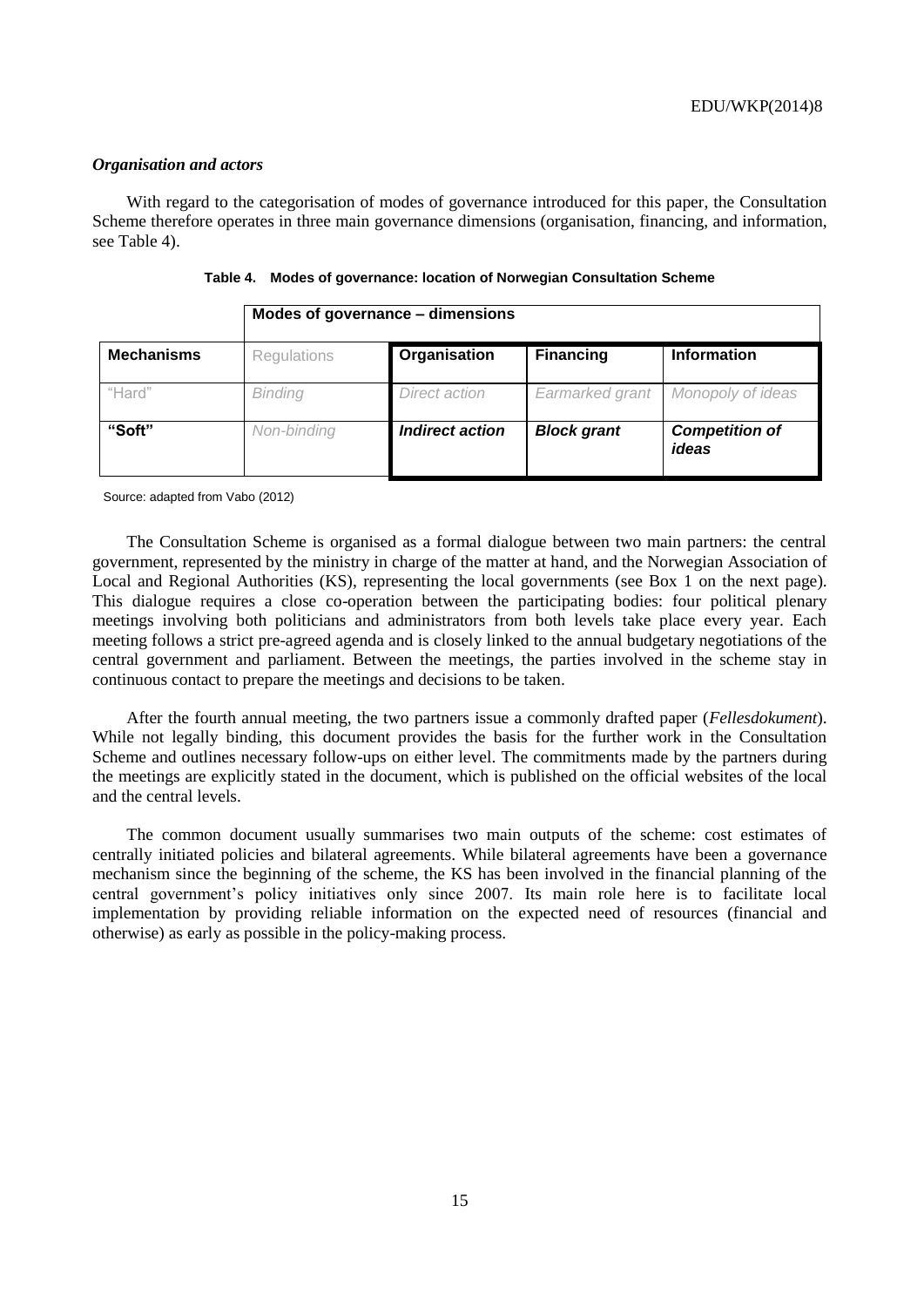### *Organisation and actors*

With regard to the categorisation of modes of governance introduced for this paper, the Consultation Scheme therefore operates in three main governance dimensions (organisation, financing, and information, see Table 4).

**Table 4. Modes of governance: location of Norwegian Consultation Scheme**

| | Modes of governance – dimensions | | | |
|---|---|---|---|---|
| **Mechanisms** | Regulations | **Organisation** | **Financing** | **Information** |
| "Hard" | *Binding* | *Direct action* | *Earmarked grant* | *Monopoly of ideas* |
| **"Soft"** | *Non-binding* | ***Indirect action*** | ***Block grant*** | ***Competition of ideas*** |

Source: adapted from Vabo (2012)

The Consultation Scheme is organised as a formal dialogue between two main partners: the central government, represented by the ministry in charge of the matter at hand, and the Norwegian Association of Local and Regional Authorities (KS), representing the local governments (see Box 1 on the next page). This dialogue requires a close co-operation between the participating bodies: four political plenary meetings involving both politicians and administrators from both levels take place every year. Each meeting follows a strict pre-agreed agenda and is closely linked to the annual budgetary negotiations of the central government and parliament. Between the meetings, the parties involved in the scheme stay in continuous contact to prepare the meetings and decisions to be taken.

After the fourth annual meeting, the two partners issue a commonly drafted paper (*Fellesdokument*). While not legally binding, this document provides the basis for the further work in the Consultation Scheme and outlines necessary follow-ups on either level. The commitments made by the partners during the meetings are explicitly stated in the document, which is published on the official websites of the local and the central levels.

The common document usually summarises two main outputs of the scheme: cost estimates of centrally initiated policies and bilateral agreements. While bilateral agreements have been a governance mechanism since the beginning of the scheme, the KS has been involved in the financial planning of the central government's policy initiatives only since 2007. Its main role here is to facilitate local implementation by providing reliable information on the expected need of resources (financial and otherwise) as early as possible in the policy-making process.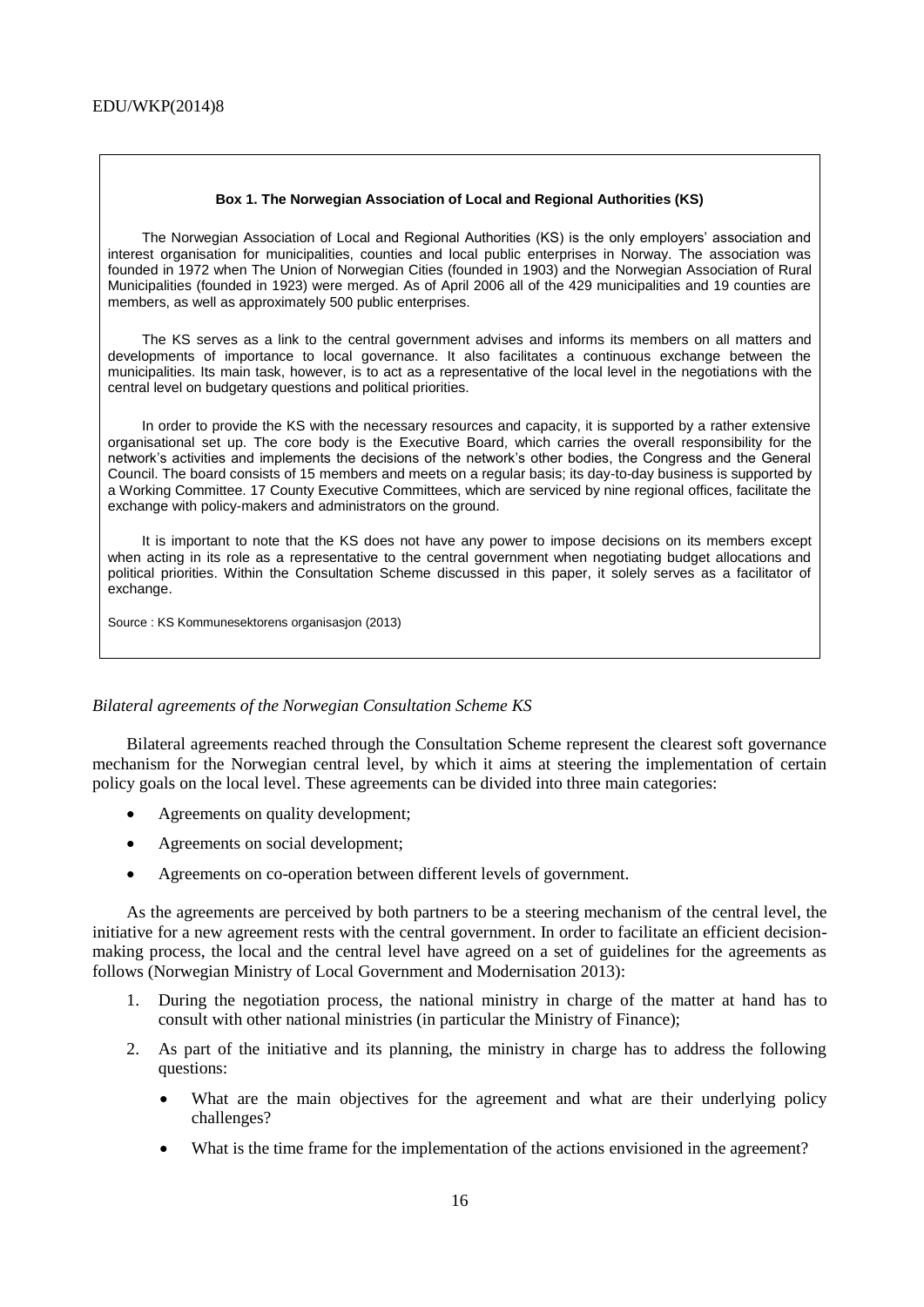**Box 1. The Norwegian Association of Local and Regional Authorities (KS)**

The Norwegian Association of Local and Regional Authorities (KS) is the only employers' association and interest organisation for municipalities, counties and local public enterprises in Norway. The association was founded in 1972 when The Union of Norwegian Cities (founded in 1903) and the Norwegian Association of Rural Municipalities (founded in 1923) were merged. As of April 2006 all of the 429 municipalities and 19 counties are members, as well as approximately 500 public enterprises.

The KS serves as a link to the central government advises and informs its members on all matters and developments of importance to local governance. It also facilitates a continuous exchange between the municipalities. Its main task, however, is to act as a representative of the local level in the negotiations with the central level on budgetary questions and political priorities.

In order to provide the KS with the necessary resources and capacity, it is supported by a rather extensive organisational set up. The core body is the Executive Board, which carries the overall responsibility for the network's activities and implements the decisions of the network's other bodies, the Congress and the General Council. The board consists of 15 members and meets on a regular basis; its day-to-day business is supported by a Working Committee. 17 County Executive Committees, which are serviced by nine regional offices, facilitate the exchange with policy-makers and administrators on the ground.

It is important to note that the KS does not have any power to impose decisions on its members except when acting in its role as a representative to the central government when negotiating budget allocations and political priorities. Within the Consultation Scheme discussed in this paper, it solely serves as a facilitator of exchange.

Source : KS Kommunesektorens organisasjon (2013)

*Bilateral agreements of the Norwegian Consultation Scheme KS*

Bilateral agreements reached through the Consultation Scheme represent the clearest soft governance mechanism for the Norwegian central level, by which it aims at steering the implementation of certain policy goals on the local level. These agreements can be divided into three main categories:

- Agreements on quality development;
- Agreements on social development;
- Agreements on co-operation between different levels of government.

As the agreements are perceived by both partners to be a steering mechanism of the central level, the initiative for a new agreement rests with the central government. In order to facilitate an efficient decision-making process, the local and the central level have agreed on a set of guidelines for the agreements as follows (Norwegian Ministry of Local Government and Modernisation 2013):

1. During the negotiation process, the national ministry in charge of the matter at hand has to consult with other national ministries (in particular the Ministry of Finance);
2. As part of the initiative and its planning, the ministry in charge has to address the following questions:
   - What are the main objectives for the agreement and what are their underlying policy challenges?
   - What is the time frame for the implementation of the actions envisioned in the agreement?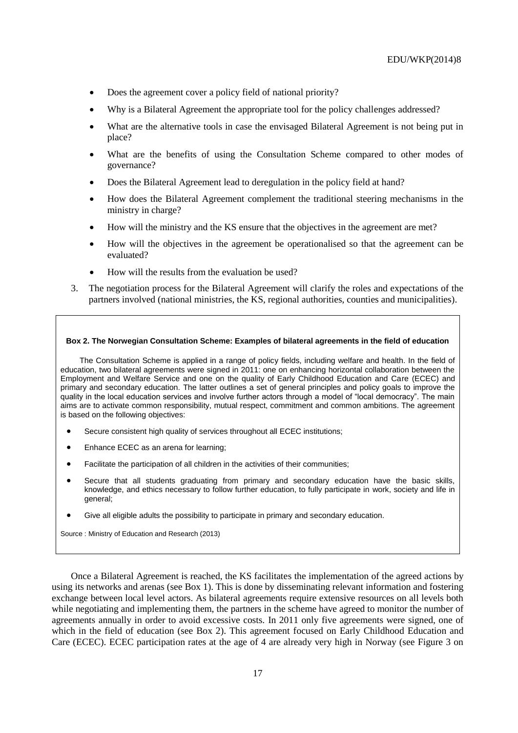- Does the agreement cover a policy field of national priority?
- Why is a Bilateral Agreement the appropriate tool for the policy challenges addressed?
- What are the alternative tools in case the envisaged Bilateral Agreement is not being put in place?
- What are the benefits of using the Consultation Scheme compared to other modes of governance?
- Does the Bilateral Agreement lead to deregulation in the policy field at hand?
- How does the Bilateral Agreement complement the traditional steering mechanisms in the ministry in charge?
- How will the ministry and the KS ensure that the objectives in the agreement are met?
- How will the objectives in the agreement be operationalised so that the agreement can be evaluated?
- How will the results from the evaluation be used?

3. The negotiation process for the Bilateral Agreement will clarify the roles and expectations of the partners involved (national ministries, the KS, regional authorities, counties and municipalities).

**Box 2. The Norwegian Consultation Scheme: Examples of bilateral agreements in the field of education**

The Consultation Scheme is applied in a range of policy fields, including welfare and health. In the field of education, two bilateral agreements were signed in 2011: one on enhancing horizontal collaboration between the Employment and Welfare Service and one on the quality of Early Childhood Education and Care (ECEC) and primary and secondary education. The latter outlines a set of general principles and policy goals to improve the quality in the local education services and involve further actors through a model of "local democracy". The main aims are to activate common responsibility, mutual respect, commitment and common ambitions. The agreement is based on the following objectives:

- Secure consistent high quality of services throughout all ECEC institutions;
- Enhance ECEC as an arena for learning;
- Facilitate the participation of all children in the activities of their communities;
- Secure that all students graduating from primary and secondary education have the basic skills, knowledge, and ethics necessary to follow further education, to fully participate in work, society and life in general;
- Give all eligible adults the possibility to participate in primary and secondary education.

Source : Ministry of Education and Research (2013)

Once a Bilateral Agreement is reached, the KS facilitates the implementation of the agreed actions by using its networks and arenas (see Box 1). This is done by disseminating relevant information and fostering exchange between local level actors. As bilateral agreements require extensive resources on all levels both while negotiating and implementing them, the partners in the scheme have agreed to monitor the number of agreements annually in order to avoid excessive costs. In 2011 only five agreements were signed, one of which in the field of education (see Box 2). This agreement focused on Early Childhood Education and Care (ECEC). ECEC participation rates at the age of 4 are already very high in Norway (see Figure 3 on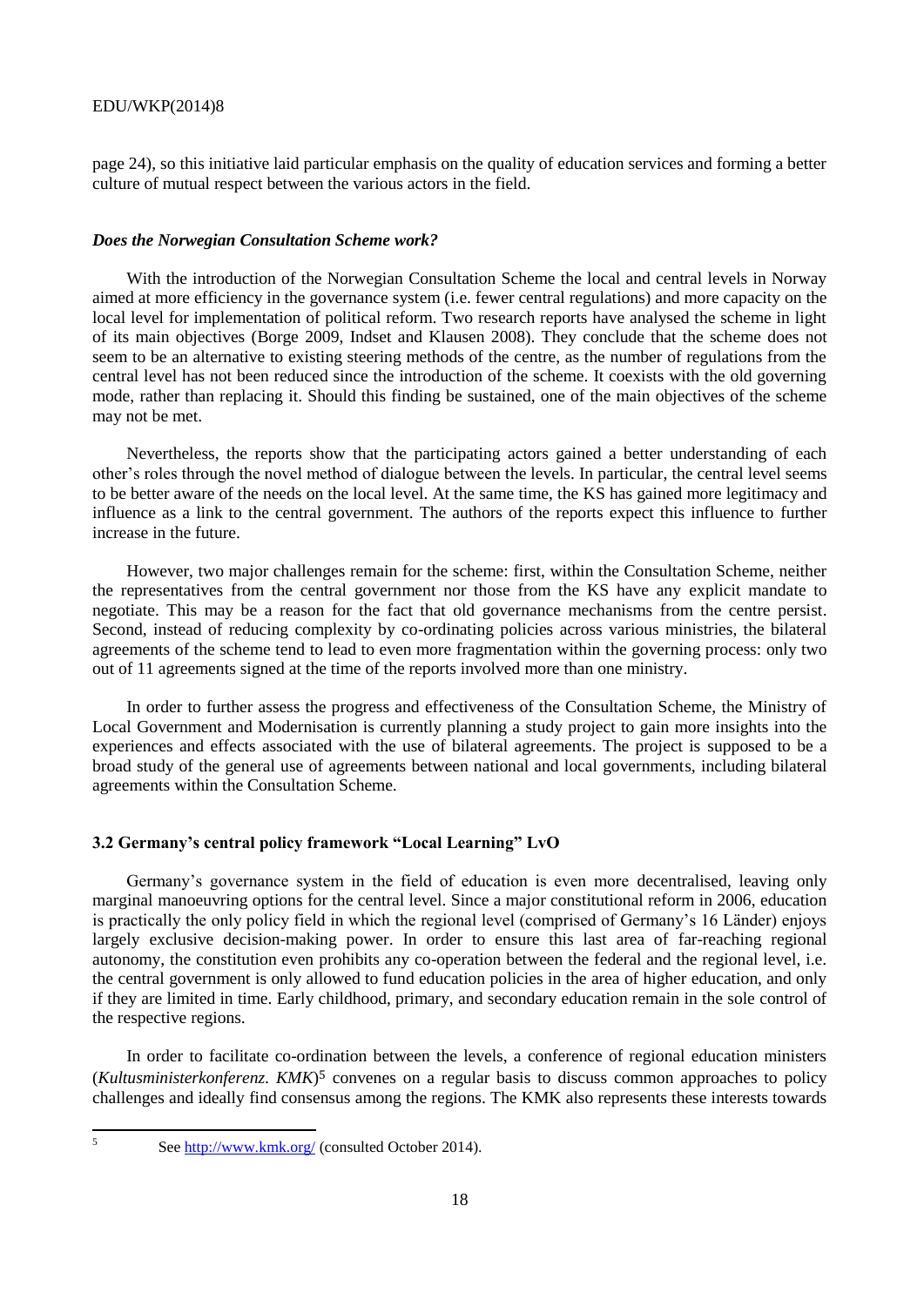page 24), so this initiative laid particular emphasis on the quality of education services and forming a better culture of mutual respect between the various actors in the field.

***Does the Norwegian Consultation Scheme work?***

With the introduction of the Norwegian Consultation Scheme the local and central levels in Norway aimed at more efficiency in the governance system (i.e. fewer central regulations) and more capacity on the local level for implementation of political reform. Two research reports have analysed the scheme in light of its main objectives (Borge 2009, Indset and Klausen 2008). They conclude that the scheme does not seem to be an alternative to existing steering methods of the centre, as the number of regulations from the central level has not been reduced since the introduction of the scheme. It coexists with the old governing mode, rather than replacing it. Should this finding be sustained, one of the main objectives of the scheme may not be met.

Nevertheless, the reports show that the participating actors gained a better understanding of each other's roles through the novel method of dialogue between the levels. In particular, the central level seems to be better aware of the needs on the local level. At the same time, the KS has gained more legitimacy and influence as a link to the central government. The authors of the reports expect this influence to further increase in the future.

However, two major challenges remain for the scheme: first, within the Consultation Scheme, neither the representatives from the central government nor those from the KS have any explicit mandate to negotiate. This may be a reason for the fact that old governance mechanisms from the centre persist. Second, instead of reducing complexity by co-ordinating policies across various ministries, the bilateral agreements of the scheme tend to lead to even more fragmentation within the governing process: only two out of 11 agreements signed at the time of the reports involved more than one ministry.

In order to further assess the progress and effectiveness of the Consultation Scheme, the Ministry of Local Government and Modernisation is currently planning a study project to gain more insights into the experiences and effects associated with the use of bilateral agreements. The project is supposed to be a broad study of the general use of agreements between national and local governments, including bilateral agreements within the Consultation Scheme.

### 3.2 Germany's central policy framework "Local Learning" LvO

Germany's governance system in the field of education is even more decentralised, leaving only marginal manoeuvring options for the central level. Since a major constitutional reform in 2006, education is practically the only policy field in which the regional level (comprised of Germany's 16 Länder) enjoys largely exclusive decision-making power. In order to ensure this last area of far-reaching regional autonomy, the constitution even prohibits any co-operation between the federal and the regional level, i.e. the central government is only allowed to fund education policies in the area of higher education, and only if they are limited in time. Early childhood, primary, and secondary education remain in the sole control of the respective regions.

In order to facilitate co-ordination between the levels, a conference of regional education ministers (*Kultusministerkonferenz. KMK*)[5] convenes on a regular basis to discuss common approaches to policy challenges and ideally find consensus among the regions. The KMK also represents these interests towards

---

[5] See http://www.kmk.org/ (consulted October 2014).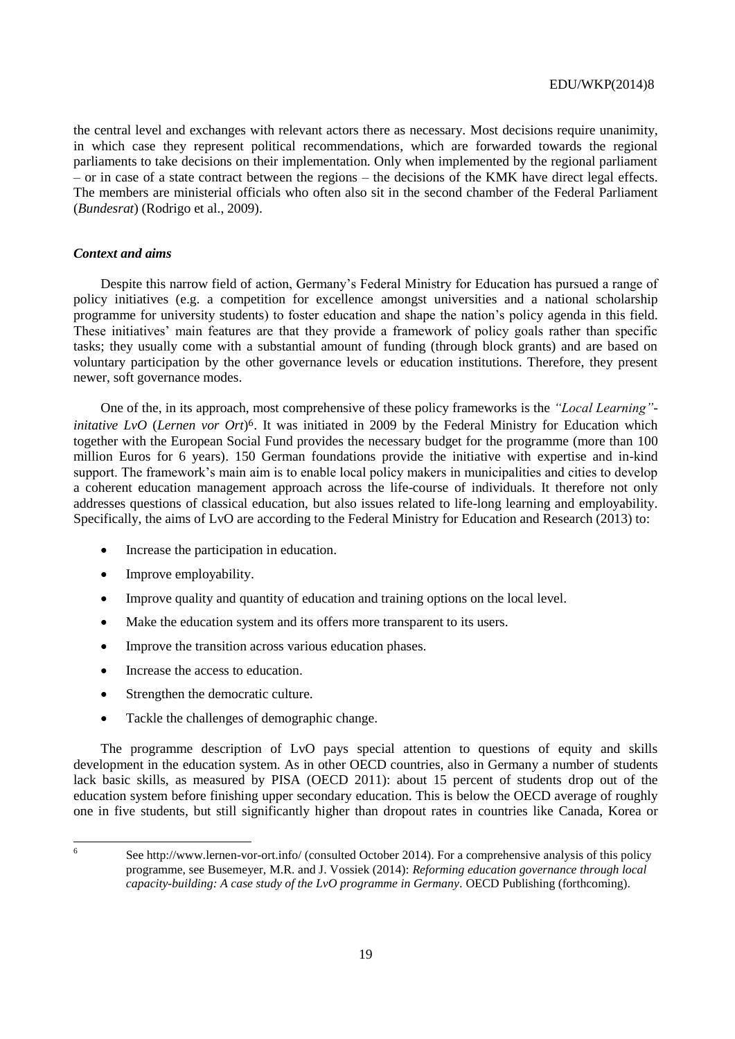the central level and exchanges with relevant actors there as necessary. Most decisions require unanimity, in which case they represent political recommendations, which are forwarded towards the regional parliaments to take decisions on their implementation. Only when implemented by the regional parliament – or in case of a state contract between the regions – the decisions of the KMK have direct legal effects. The members are ministerial officials who often also sit in the second chamber of the Federal Parliament (*Bundesrat*) (Rodrigo et al., 2009).

### *Context and aims*

Despite this narrow field of action, Germany's Federal Ministry for Education has pursued a range of policy initiatives (e.g. a competition for excellence amongst universities and a national scholarship programme for university students) to foster education and shape the nation's policy agenda in this field. These initiatives' main features are that they provide a framework of policy goals rather than specific tasks; they usually come with a substantial amount of funding (through block grants) and are based on voluntary participation by the other governance levels or education institutions. Therefore, they present newer, soft governance modes.

One of the, in its approach, most comprehensive of these policy frameworks is the *"Local Learning"-initative LvO* (*Lernen vor Ort*)[6]. It was initiated in 2009 by the Federal Ministry for Education which together with the European Social Fund provides the necessary budget for the programme (more than 100 million Euros for 6 years). 150 German foundations provide the initiative with expertise and in-kind support. The framework's main aim is to enable local policy makers in municipalities and cities to develop a coherent education management approach across the life-course of individuals. It therefore not only addresses questions of classical education, but also issues related to life-long learning and employability. Specifically, the aims of LvO are according to the Federal Ministry for Education and Research (2013) to:

- Increase the participation in education.
- Improve employability.
- Improve quality and quantity of education and training options on the local level.
- Make the education system and its offers more transparent to its users.
- Improve the transition across various education phases.
- Increase the access to education.
- Strengthen the democratic culture.
- Tackle the challenges of demographic change.

The programme description of LvO pays special attention to questions of equity and skills development in the education system. As in other OECD countries, also in Germany a number of students lack basic skills, as measured by PISA (OECD 2011): about 15 percent of students drop out of the education system before finishing upper secondary education. This is below the OECD average of roughly one in five students, but still significantly higher than dropout rates in countries like Canada, Korea or

---

[6] See http://www.lernen-vor-ort.info/ (consulted October 2014). For a comprehensive analysis of this policy programme, see Busemeyer, M.R. and J. Vossiek (2014): *Reforming education governance through local capacity-building: A case study of the LvO programme in Germany*. OECD Publishing (forthcoming).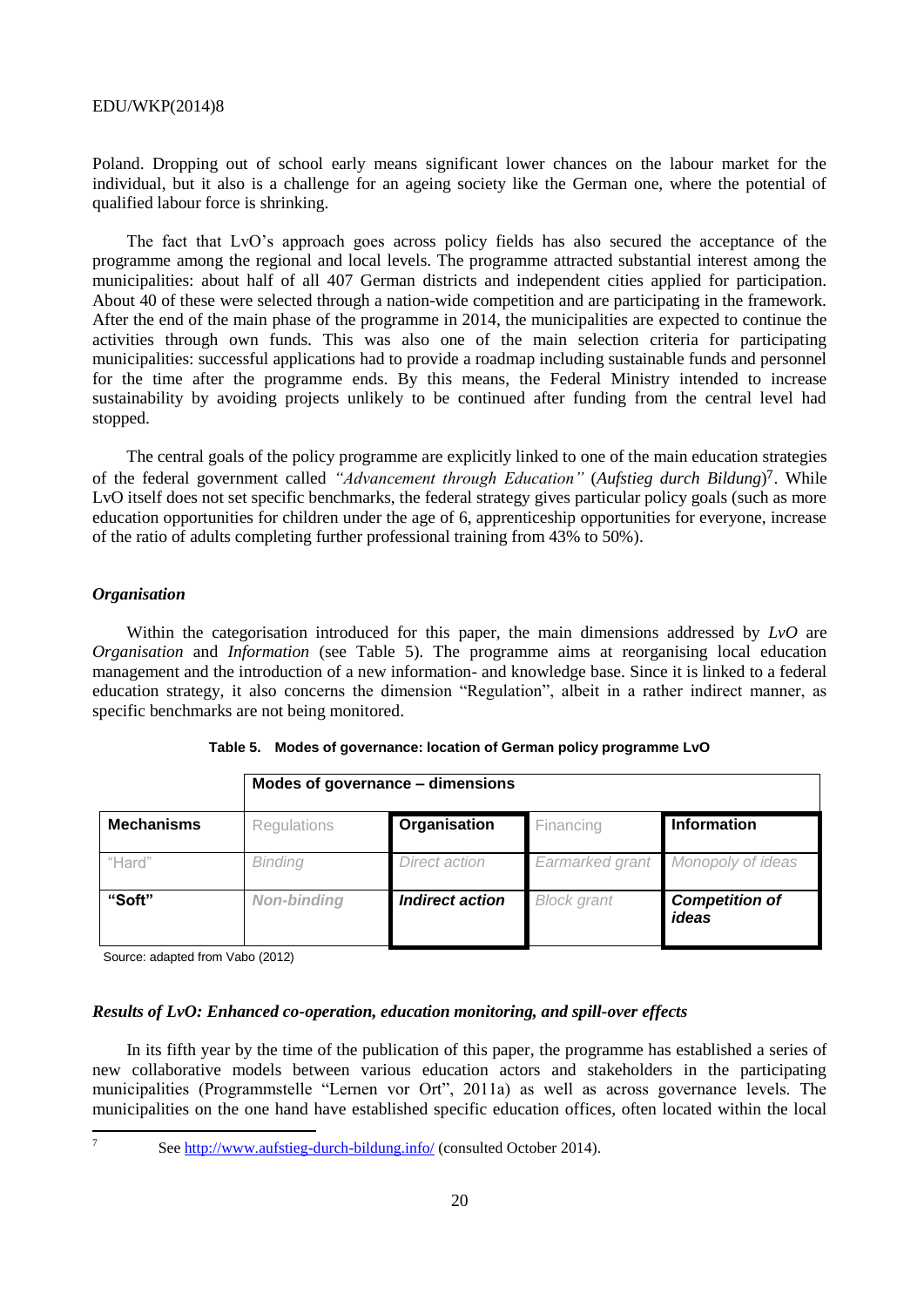Poland. Dropping out of school early means significant lower chances on the labour market for the individual, but it also is a challenge for an ageing society like the German one, where the potential of qualified labour force is shrinking.

The fact that LvO's approach goes across policy fields has also secured the acceptance of the programme among the regional and local levels. The programme attracted substantial interest among the municipalities: about half of all 407 German districts and independent cities applied for participation. About 40 of these were selected through a nation-wide competition and are participating in the framework. After the end of the main phase of the programme in 2014, the municipalities are expected to continue the activities through own funds. This was also one of the main selection criteria for participating municipalities: successful applications had to provide a roadmap including sustainable funds and personnel for the time after the programme ends. By this means, the Federal Ministry intended to increase sustainability by avoiding projects unlikely to be continued after funding from the central level had stopped.

The central goals of the policy programme are explicitly linked to one of the main education strategies of the federal government called *"Advancement through Education"* (*Aufstieg durch Bildung*)[7]. While LvO itself does not set specific benchmarks, the federal strategy gives particular policy goals (such as more education opportunities for children under the age of 6, apprenticeship opportunities for everyone, increase of the ratio of adults completing further professional training from 43% to 50%).

### *Organisation*

Within the categorisation introduced for this paper, the main dimensions addressed by *LvO* are *Organisation* and *Information* (see Table 5). The programme aims at reorganising local education management and the introduction of a new information- and knowledge base. Since it is linked to a federal education strategy, it also concerns the dimension "Regulation", albeit in a rather indirect manner, as specific benchmarks are not being monitored.

**Table 5. Modes of governance: location of German policy programme LvO**

| | Modes of governance – dimensions | | | |
|---|---|---|---|---|
| **Mechanisms** | Regulations | **Organisation** | Financing | **Information** |
| "Hard" | *Binding* | *Direct action* | *Earmarked grant* | *Monopoly of ideas* |
| **"Soft"** | ***Non-binding*** | ***Indirect action*** | *Block grant* | ***Competition of ideas*** |

Source: adapted from Vabo (2012)

### *Results of LvO: Enhanced co-operation, education monitoring, and spill-over effects*

In its fifth year by the time of the publication of this paper, the programme has established a series of new collaborative models between various education actors and stakeholders in the participating municipalities (Programmstelle "Lernen vor Ort", 2011a) as well as across governance levels. The municipalities on the one hand have established specific education offices, often located within the local

[7] See http://www.aufstieg-durch-bildung.info/ (consulted October 2014).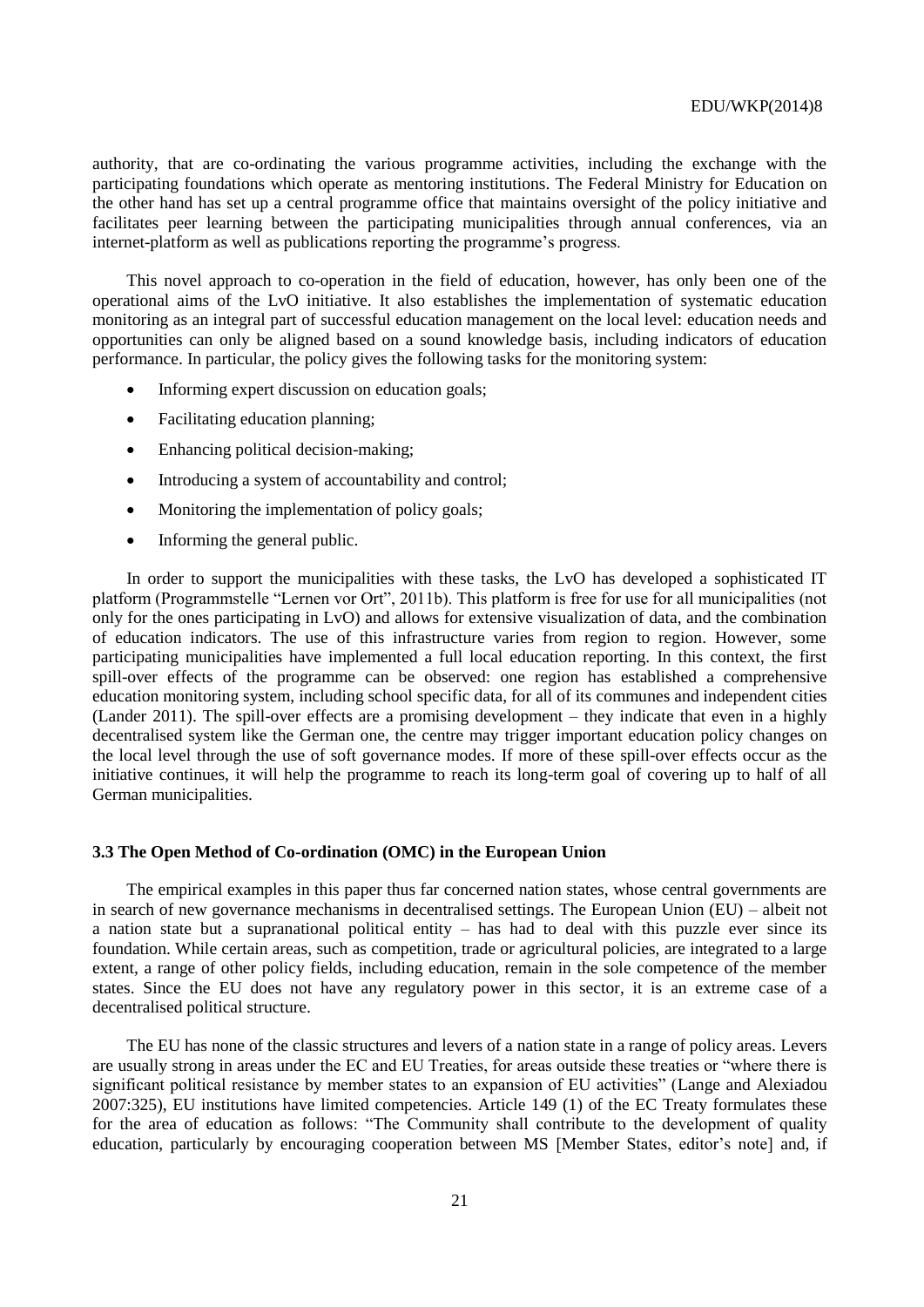authority, that are co-ordinating the various programme activities, including the exchange with the participating foundations which operate as mentoring institutions. The Federal Ministry for Education on the other hand has set up a central programme office that maintains oversight of the policy initiative and facilitates peer learning between the participating municipalities through annual conferences, via an internet-platform as well as publications reporting the programme's progress.

This novel approach to co-operation in the field of education, however, has only been one of the operational aims of the LvO initiative. It also establishes the implementation of systematic education monitoring as an integral part of successful education management on the local level: education needs and opportunities can only be aligned based on a sound knowledge basis, including indicators of education performance. In particular, the policy gives the following tasks for the monitoring system:

- Informing expert discussion on education goals;
- Facilitating education planning;
- Enhancing political decision-making;
- Introducing a system of accountability and control;
- Monitoring the implementation of policy goals;
- Informing the general public.

In order to support the municipalities with these tasks, the LvO has developed a sophisticated IT platform (Programmstelle "Lernen vor Ort", 2011b). This platform is free for use for all municipalities (not only for the ones participating in LvO) and allows for extensive visualization of data, and the combination of education indicators. The use of this infrastructure varies from region to region. However, some participating municipalities have implemented a full local education reporting. In this context, the first spill-over effects of the programme can be observed: one region has established a comprehensive education monitoring system, including school specific data, for all of its communes and independent cities (Lander 2011). The spill-over effects are a promising development – they indicate that even in a highly decentralised system like the German one, the centre may trigger important education policy changes on the local level through the use of soft governance modes. If more of these spill-over effects occur as the initiative continues, it will help the programme to reach its long-term goal of covering up to half of all German municipalities.

### 3.3 The Open Method of Co-ordination (OMC) in the European Union

The empirical examples in this paper thus far concerned nation states, whose central governments are in search of new governance mechanisms in decentralised settings. The European Union (EU) – albeit not a nation state but a supranational political entity – has had to deal with this puzzle ever since its foundation. While certain areas, such as competition, trade or agricultural policies, are integrated to a large extent, a range of other policy fields, including education, remain in the sole competence of the member states. Since the EU does not have any regulatory power in this sector, it is an extreme case of a decentralised political structure.

The EU has none of the classic structures and levers of a nation state in a range of policy areas. Levers are usually strong in areas under the EC and EU Treaties, for areas outside these treaties or "where there is significant political resistance by member states to an expansion of EU activities" (Lange and Alexiadou 2007:325), EU institutions have limited competencies. Article 149 (1) of the EC Treaty formulates these for the area of education as follows: "The Community shall contribute to the development of quality education, particularly by encouraging cooperation between MS [Member States, editor's note] and, if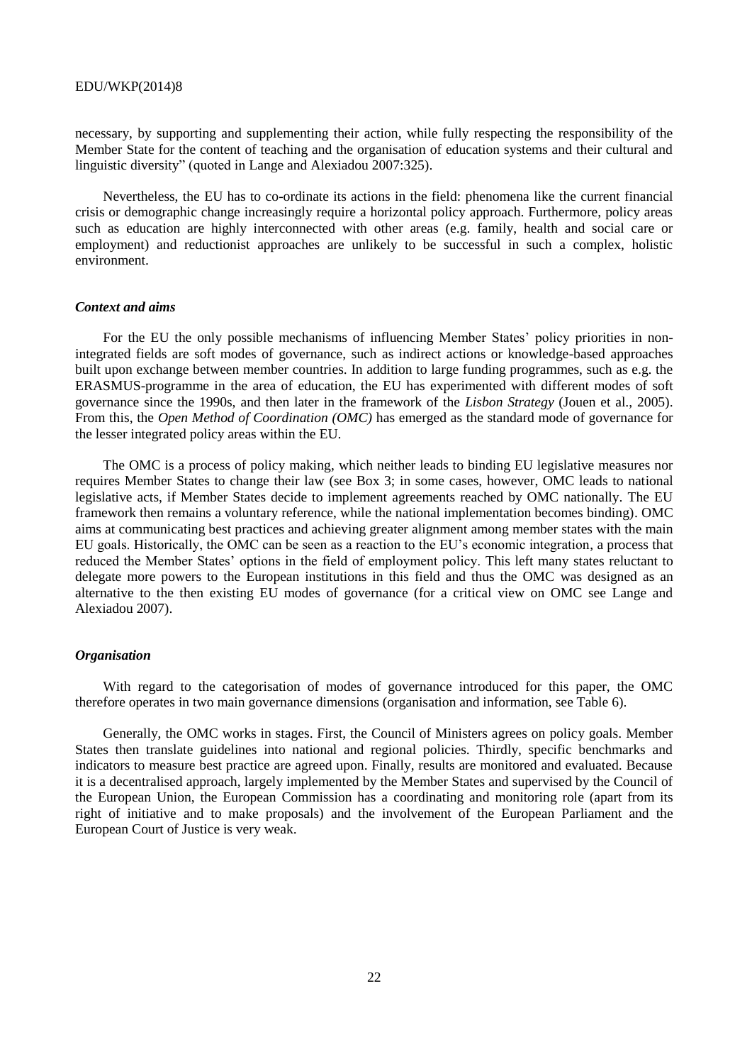necessary, by supporting and supplementing their action, while fully respecting the responsibility of the Member State for the content of teaching and the organisation of education systems and their cultural and linguistic diversity" (quoted in Lange and Alexiadou 2007:325).

Nevertheless, the EU has to co-ordinate its actions in the field: phenomena like the current financial crisis or demographic change increasingly require a horizontal policy approach. Furthermore, policy areas such as education are highly interconnected with other areas (e.g. family, health and social care or employment) and reductionist approaches are unlikely to be successful in such a complex, holistic environment.

### *Context and aims*

For the EU the only possible mechanisms of influencing Member States' policy priorities in non-integrated fields are soft modes of governance, such as indirect actions or knowledge-based approaches built upon exchange between member countries. In addition to large funding programmes, such as e.g. the ERASMUS-programme in the area of education, the EU has experimented with different modes of soft governance since the 1990s, and then later in the framework of the *Lisbon Strategy* (Jouen et al., 2005). From this, the *Open Method of Coordination (OMC)* has emerged as the standard mode of governance for the lesser integrated policy areas within the EU.

The OMC is a process of policy making, which neither leads to binding EU legislative measures nor requires Member States to change their law (see Box 3; in some cases, however, OMC leads to national legislative acts, if Member States decide to implement agreements reached by OMC nationally. The EU framework then remains a voluntary reference, while the national implementation becomes binding). OMC aims at communicating best practices and achieving greater alignment among member states with the main EU goals. Historically, the OMC can be seen as a reaction to the EU's economic integration, a process that reduced the Member States' options in the field of employment policy. This left many states reluctant to delegate more powers to the European institutions in this field and thus the OMC was designed as an alternative to the then existing EU modes of governance (for a critical view on OMC see Lange and Alexiadou 2007).

### *Organisation*

With regard to the categorisation of modes of governance introduced for this paper, the OMC therefore operates in two main governance dimensions (organisation and information, see Table 6).

Generally, the OMC works in stages. First, the Council of Ministers agrees on policy goals. Member States then translate guidelines into national and regional policies. Thirdly, specific benchmarks and indicators to measure best practice are agreed upon. Finally, results are monitored and evaluated. Because it is a decentralised approach, largely implemented by the Member States and supervised by the Council of the European Union, the European Commission has a coordinating and monitoring role (apart from its right of initiative and to make proposals) and the involvement of the European Parliament and the European Court of Justice is very weak.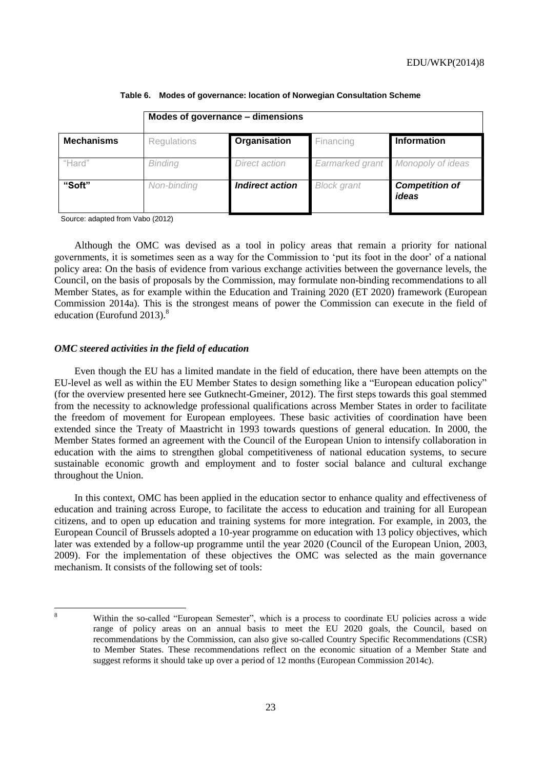**Table 6. Modes of governance: location of Norwegian Consultation Scheme**

| | Modes of governance – dimensions | | | |
|---|---|---|---|---|
| **Mechanisms** | Regulations | **Organisation** | Financing | **Information** |
| "Hard" | *Binding* | *Direct action* | *Earmarked grant* | *Monopoly of ideas* |
| **"Soft"** | *Non-binding* | ***Indirect action*** | *Block grant* | ***Competition of ideas*** |

Source: adapted from Vabo (2012)

Although the OMC was devised as a tool in policy areas that remain a priority for national governments, it is sometimes seen as a way for the Commission to 'put its foot in the door' of a national policy area: On the basis of evidence from various exchange activities between the governance levels, the Council, on the basis of proposals by the Commission, may formulate non-binding recommendations to all Member States, as for example within the Education and Training 2020 (ET 2020) framework (European Commission 2014a). This is the strongest means of power the Commission can execute in the field of education (Eurofund 2013).[8]

### *OMC steered activities in the field of education*

Even though the EU has a limited mandate in the field of education, there have been attempts on the EU-level as well as within the EU Member States to design something like a "European education policy" (for the overview presented here see Gutknecht-Gmeiner, 2012). The first steps towards this goal stemmed from the necessity to acknowledge professional qualifications across Member States in order to facilitate the freedom of movement for European employees. These basic activities of coordination have been extended since the Treaty of Maastricht in 1993 towards questions of general education. In 2000, the Member States formed an agreement with the Council of the European Union to intensify collaboration in education with the aims to strengthen global competitiveness of national education systems, to secure sustainable economic growth and employment and to foster social balance and cultural exchange throughout the Union.

In this context, OMC has been applied in the education sector to enhance quality and effectiveness of education and training across Europe, to facilitate the access to education and training for all European citizens, and to open up education and training systems for more integration. For example, in 2003, the European Council of Brussels adopted a 10-year programme on education with 13 policy objectives, which later was extended by a follow-up programme until the year 2020 (Council of the European Union, 2003, 2009). For the implementation of these objectives the OMC was selected as the main governance mechanism. It consists of the following set of tools:

[8] Within the so-called "European Semester", which is a process to coordinate EU policies across a wide range of policy areas on an annual basis to meet the EU 2020 goals, the Council, based on recommendations by the Commission, can also give so-called Country Specific Recommendations (CSR) to Member States. These recommendations reflect on the economic situation of a Member State and suggest reforms it should take up over a period of 12 months (European Commission 2014c).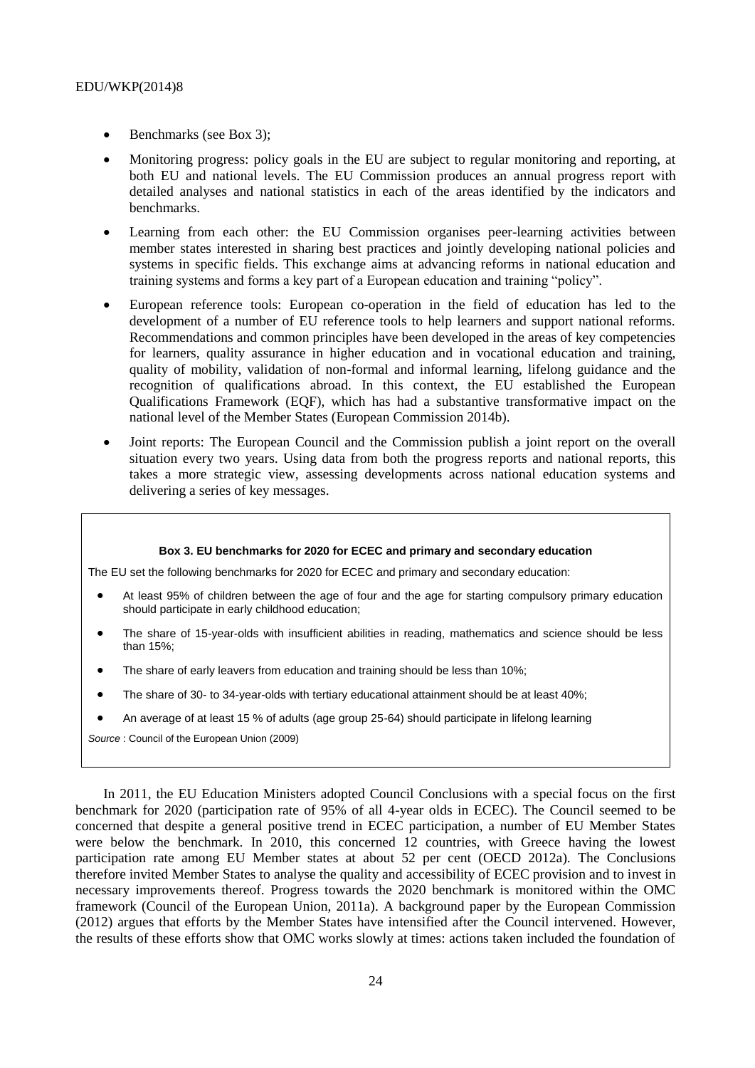- Benchmarks (see Box 3);
- Monitoring progress: policy goals in the EU are subject to regular monitoring and reporting, at both EU and national levels. The EU Commission produces an annual progress report with detailed analyses and national statistics in each of the areas identified by the indicators and benchmarks.
- Learning from each other: the EU Commission organises peer-learning activities between member states interested in sharing best practices and jointly developing national policies and systems in specific fields. This exchange aims at advancing reforms in national education and training systems and forms a key part of a European education and training "policy".
- European reference tools: European co-operation in the field of education has led to the development of a number of EU reference tools to help learners and support national reforms. Recommendations and common principles have been developed in the areas of key competencies for learners, quality assurance in higher education and in vocational education and training, quality of mobility, validation of non-formal and informal learning, lifelong guidance and the recognition of qualifications abroad. In this context, the EU established the European Qualifications Framework (EQF), which has had a substantive transformative impact on the national level of the Member States (European Commission 2014b).
- Joint reports: The European Council and the Commission publish a joint report on the overall situation every two years. Using data from both the progress reports and national reports, this takes a more strategic view, assessing developments across national education systems and delivering a series of key messages.

**Box 3. EU benchmarks for 2020 for ECEC and primary and secondary education**

The EU set the following benchmarks for 2020 for ECEC and primary and secondary education:

- At least 95% of children between the age of four and the age for starting compulsory primary education should participate in early childhood education;
- The share of 15-year-olds with insufficient abilities in reading, mathematics and science should be less than 15%;
- The share of early leavers from education and training should be less than 10%;
- The share of 30- to 34-year-olds with tertiary educational attainment should be at least 40%;
- An average of at least 15 % of adults (age group 25-64) should participate in lifelong learning

*Source* : Council of the European Union (2009)

In 2011, the EU Education Ministers adopted Council Conclusions with a special focus on the first benchmark for 2020 (participation rate of 95% of all 4-year olds in ECEC). The Council seemed to be concerned that despite a general positive trend in ECEC participation, a number of EU Member States were below the benchmark. In 2010, this concerned 12 countries, with Greece having the lowest participation rate among EU Member states at about 52 per cent (OECD 2012a). The Conclusions therefore invited Member States to analyse the quality and accessibility of ECEC provision and to invest in necessary improvements thereof. Progress towards the 2020 benchmark is monitored within the OMC framework (Council of the European Union, 2011a). A background paper by the European Commission (2012) argues that efforts by the Member States have intensified after the Council intervened. However, the results of these efforts show that OMC works slowly at times: actions taken included the foundation of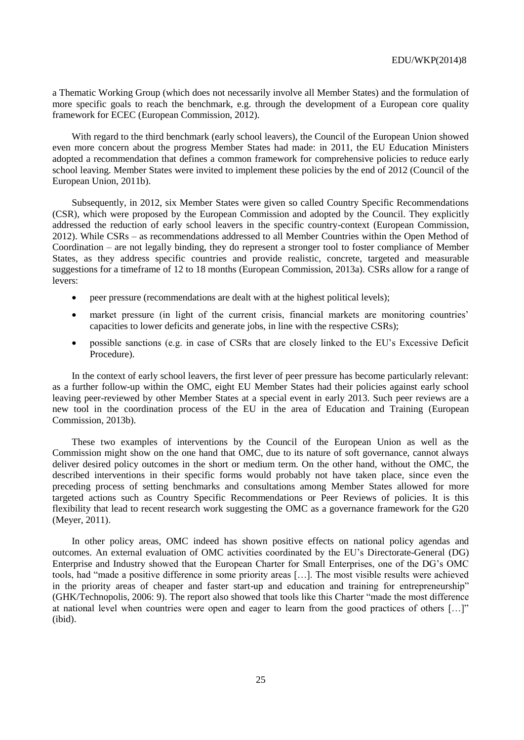a Thematic Working Group (which does not necessarily involve all Member States) and the formulation of more specific goals to reach the benchmark, e.g. through the development of a European core quality framework for ECEC (European Commission, 2012).

With regard to the third benchmark (early school leavers), the Council of the European Union showed even more concern about the progress Member States had made: in 2011, the EU Education Ministers adopted a recommendation that defines a common framework for comprehensive policies to reduce early school leaving. Member States were invited to implement these policies by the end of 2012 (Council of the European Union, 2011b).

Subsequently, in 2012, six Member States were given so called Country Specific Recommendations (CSR), which were proposed by the European Commission and adopted by the Council. They explicitly addressed the reduction of early school leavers in the specific country-context (European Commission, 2012). While CSRs – as recommendations addressed to all Member Countries within the Open Method of Coordination – are not legally binding, they do represent a stronger tool to foster compliance of Member States, as they address specific countries and provide realistic, concrete, targeted and measurable suggestions for a timeframe of 12 to 18 months (European Commission, 2013a). CSRs allow for a range of levers:

- peer pressure (recommendations are dealt with at the highest political levels);
- market pressure (in light of the current crisis, financial markets are monitoring countries' capacities to lower deficits and generate jobs, in line with the respective CSRs);
- possible sanctions (e.g. in case of CSRs that are closely linked to the EU's Excessive Deficit Procedure).

In the context of early school leavers, the first lever of peer pressure has become particularly relevant: as a further follow-up within the OMC, eight EU Member States had their policies against early school leaving peer-reviewed by other Member States at a special event in early 2013. Such peer reviews are a new tool in the coordination process of the EU in the area of Education and Training (European Commission, 2013b).

These two examples of interventions by the Council of the European Union as well as the Commission might show on the one hand that OMC, due to its nature of soft governance, cannot always deliver desired policy outcomes in the short or medium term. On the other hand, without the OMC, the described interventions in their specific forms would probably not have taken place, since even the preceding process of setting benchmarks and consultations among Member States allowed for more targeted actions such as Country Specific Recommendations or Peer Reviews of policies. It is this flexibility that lead to recent research work suggesting the OMC as a governance framework for the G20 (Meyer, 2011).

In other policy areas, OMC indeed has shown positive effects on national policy agendas and outcomes. An external evaluation of OMC activities coordinated by the EU's Directorate-General (DG) Enterprise and Industry showed that the European Charter for Small Enterprises, one of the DG's OMC tools, had "made a positive difference in some priority areas […]. The most visible results were achieved in the priority areas of cheaper and faster start-up and education and training for entrepreneurship" (GHK/Technopolis, 2006: 9). The report also showed that tools like this Charter "made the most difference at national level when countries were open and eager to learn from the good practices of others […]" (ibid).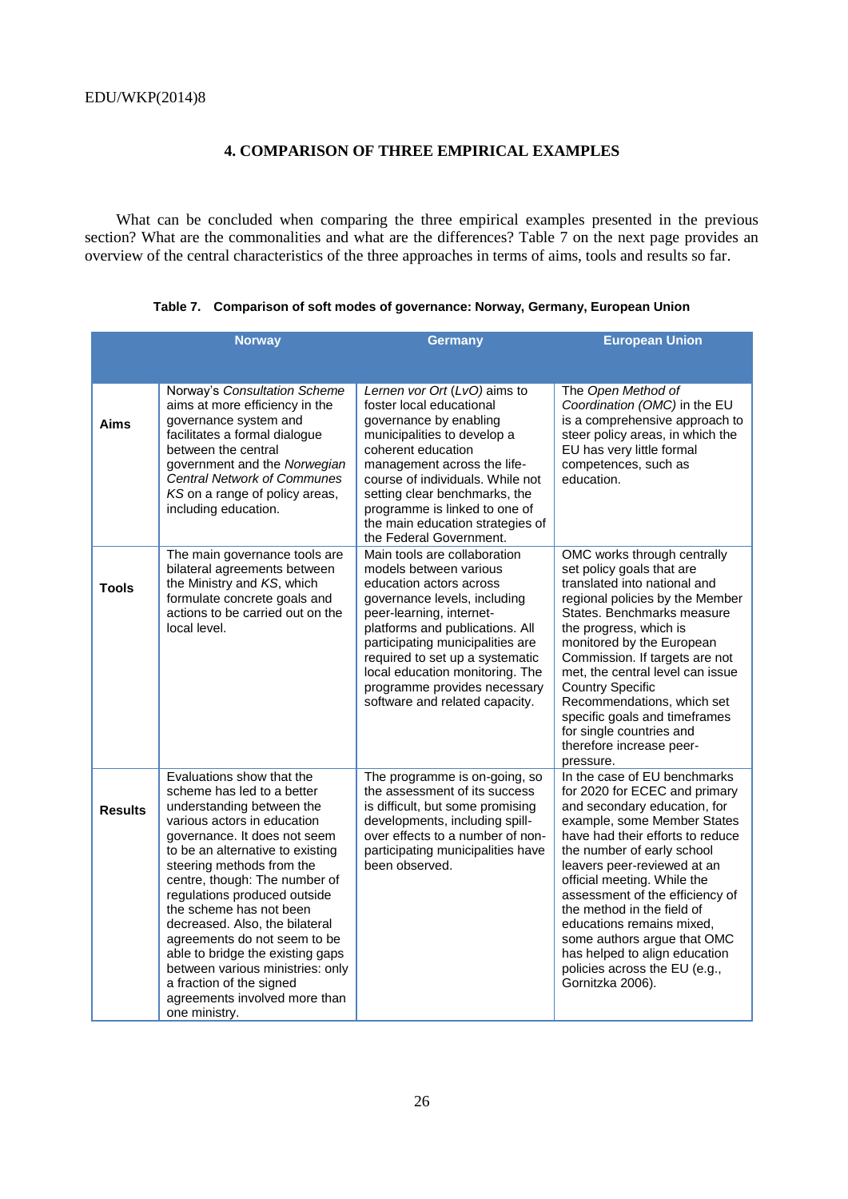## 4. COMPARISON OF THREE EMPIRICAL EXAMPLES

What can be concluded when comparing the three empirical examples presented in the previous section? What are the commonalities and what are the differences? Table 7 on the next page provides an overview of the central characteristics of the three approaches in terms of aims, tools and results so far.

**Table 7. Comparison of soft modes of governance: Norway, Germany, European Union**

| | Norway | Germany | European Union |
|---|---|---|---|
| **Aims** | Norway's *Consultation Scheme* aims at more efficiency in the governance system and facilitates a formal dialogue between the central government and the *Norwegian Central Network of Communes KS* on a range of policy areas, including education. | *Lernen vor Ort* (*LvO)* aims to foster local educational governance by enabling municipalities to develop a coherent education management across the life-course of individuals. While not setting clear benchmarks, the programme is linked to one of the main education strategies of the Federal Government. | The *Open Method of Coordination (OMC)* in the EU is a comprehensive approach to steer policy areas, in which the EU has very little formal competences, such as education. |
| **Tools** | The main governance tools are bilateral agreements between the Ministry and *KS*, which formulate concrete goals and actions to be carried out on the local level. | Main tools are collaboration models between various education actors across governance levels, including peer-learning, internet-platforms and publications. All participating municipalities are required to set up a systematic local education monitoring. The programme provides necessary software and related capacity. | OMC works through centrally set policy goals that are translated into national and regional policies by the Member States. Benchmarks measure the progress, which is monitored by the European Commission. If targets are not met, the central level can issue Country Specific Recommendations, which set specific goals and timeframes for single countries and therefore increase peer-pressure. |
| **Results** | Evaluations show that the scheme has led to a better understanding between the various actors in education governance. It does not seem to be an alternative to existing steering methods from the centre, though: The number of regulations produced outside the scheme has not been decreased. Also, the bilateral agreements do not seem to be able to bridge the existing gaps between various ministries: only a fraction of the signed agreements involved more than one ministry. | The programme is on-going, so the assessment of its success is difficult, but some promising developments, including spill-over effects to a number of non-participating municipalities have been observed. | In the case of EU benchmarks for 2020 for ECEC and primary and secondary education, for example, some Member States have had their efforts to reduce the number of early school leavers peer-reviewed at an official meeting. While the assessment of the efficiency of the method in the field of educations remains mixed, some authors argue that OMC has helped to align education policies across the EU (e.g., Gornitzka 2006). |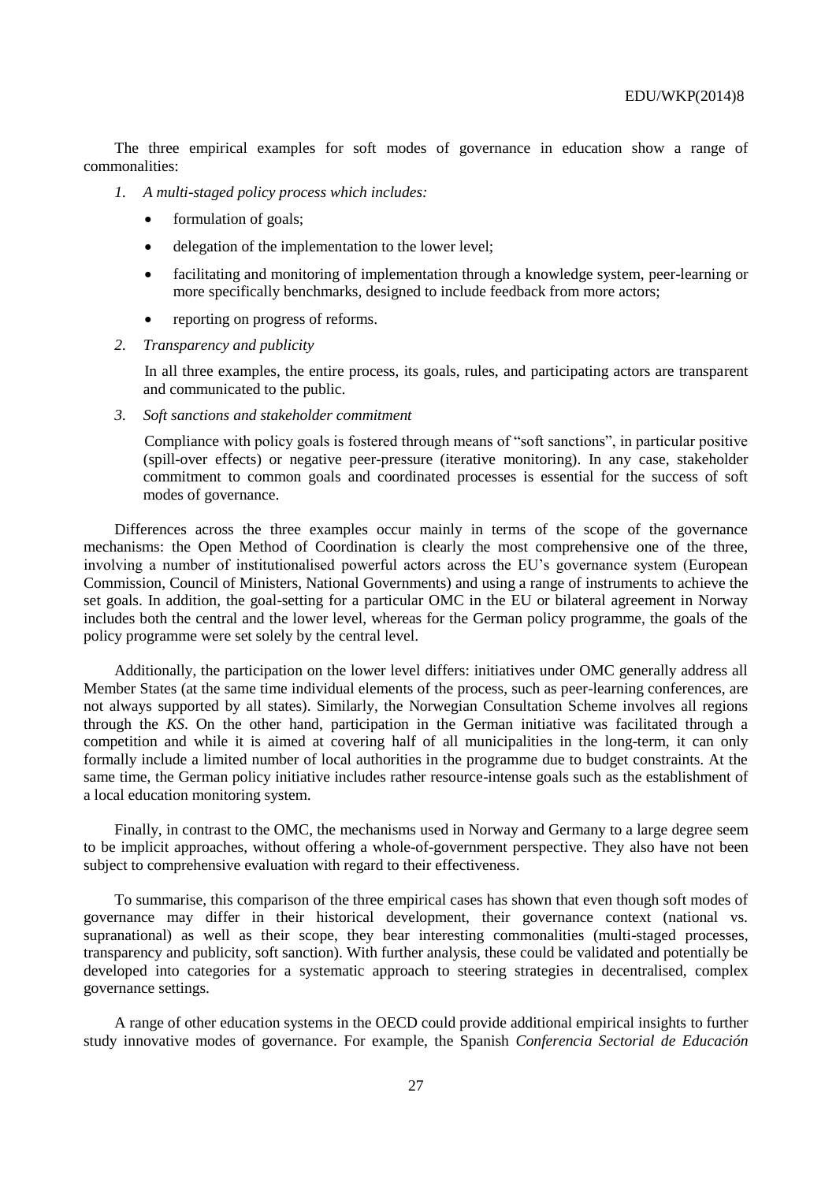The three empirical examples for soft modes of governance in education show a range of commonalities:

1. *A multi-staged policy process which includes:*
   - formulation of goals;
   - delegation of the implementation to the lower level;
   - facilitating and monitoring of implementation through a knowledge system, peer-learning or more specifically benchmarks, designed to include feedback from more actors;
   - reporting on progress of reforms.

2. *Transparency and publicity*

   In all three examples, the entire process, its goals, rules, and participating actors are transparent and communicated to the public.

3. *Soft sanctions and stakeholder commitment*

   Compliance with policy goals is fostered through means of "soft sanctions", in particular positive (spill-over effects) or negative peer-pressure (iterative monitoring). In any case, stakeholder commitment to common goals and coordinated processes is essential for the success of soft modes of governance.

Differences across the three examples occur mainly in terms of the scope of the governance mechanisms: the Open Method of Coordination is clearly the most comprehensive one of the three, involving a number of institutionalised powerful actors across the EU's governance system (European Commission, Council of Ministers, National Governments) and using a range of instruments to achieve the set goals. In addition, the goal-setting for a particular OMC in the EU or bilateral agreement in Norway includes both the central and the lower level, whereas for the German policy programme, the goals of the policy programme were set solely by the central level.

Additionally, the participation on the lower level differs: initiatives under OMC generally address all Member States (at the same time individual elements of the process, such as peer-learning conferences, are not always supported by all states). Similarly, the Norwegian Consultation Scheme involves all regions through the *KS*. On the other hand, participation in the German initiative was facilitated through a competition and while it is aimed at covering half of all municipalities in the long-term, it can only formally include a limited number of local authorities in the programme due to budget constraints. At the same time, the German policy initiative includes rather resource-intense goals such as the establishment of a local education monitoring system.

Finally, in contrast to the OMC, the mechanisms used in Norway and Germany to a large degree seem to be implicit approaches, without offering a whole-of-government perspective. They also have not been subject to comprehensive evaluation with regard to their effectiveness.

To summarise, this comparison of the three empirical cases has shown that even though soft modes of governance may differ in their historical development, their governance context (national vs. supranational) as well as their scope, they bear interesting commonalities (multi-staged processes, transparency and publicity, soft sanction). With further analysis, these could be validated and potentially be developed into categories for a systematic approach to steering strategies in decentralised, complex governance settings.

A range of other education systems in the OECD could provide additional empirical insights to further study innovative modes of governance. For example, the Spanish *Conferencia Sectorial de Educación*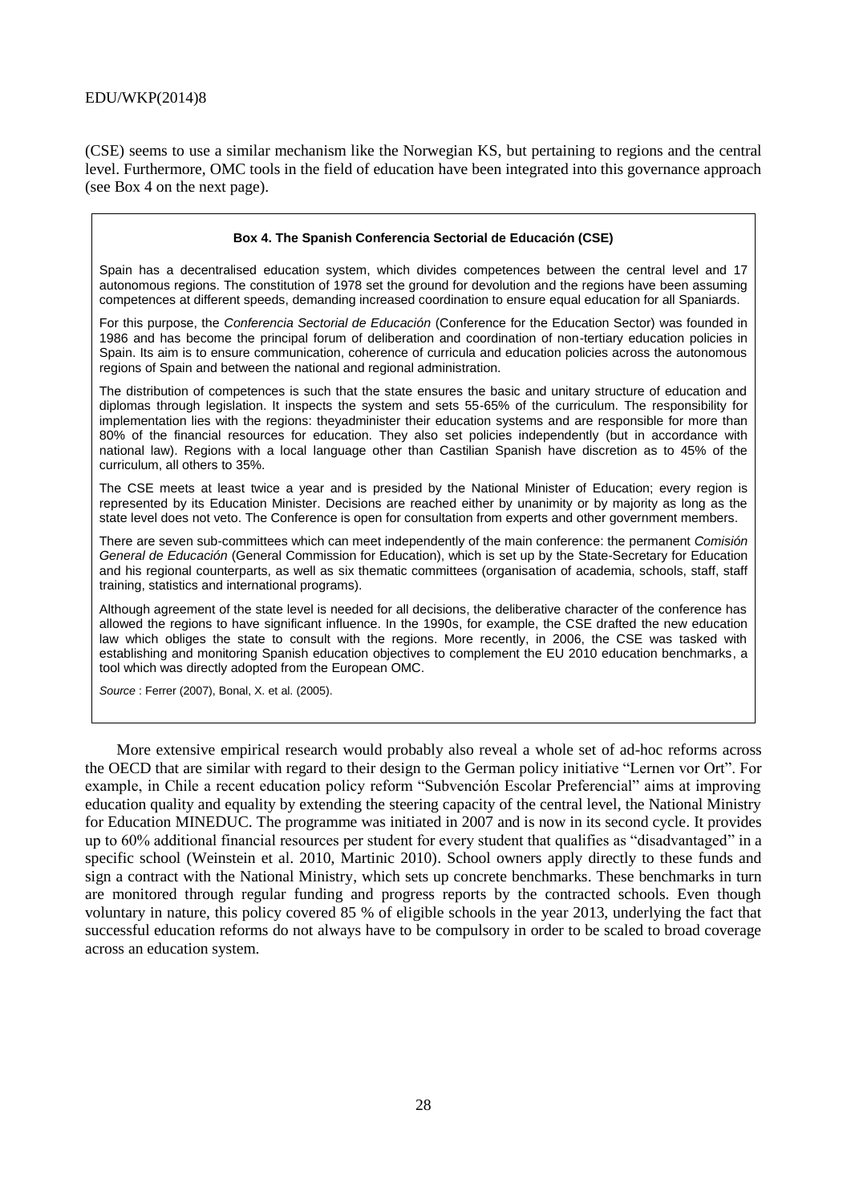(CSE) seems to use a similar mechanism like the Norwegian KS, but pertaining to regions and the central level. Furthermore, OMC tools in the field of education have been integrated into this governance approach (see Box 4 on the next page).

**Box 4. The Spanish Conferencia Sectorial de Educación (CSE)**

Spain has a decentralised education system, which divides competences between the central level and 17 autonomous regions. The constitution of 1978 set the ground for devolution and the regions have been assuming competences at different speeds, demanding increased coordination to ensure equal education for all Spaniards.

For this purpose, the *Conferencia Sectorial de Educación* (Conference for the Education Sector) was founded in 1986 and has become the principal forum of deliberation and coordination of non-tertiary education policies in Spain. Its aim is to ensure communication, coherence of curricula and education policies across the autonomous regions of Spain and between the national and regional administration.

The distribution of competences is such that the state ensures the basic and unitary structure of education and diplomas through legislation. It inspects the system and sets 55-65% of the curriculum. The responsibility for implementation lies with the regions: theyadminister their education systems and are responsible for more than 80% of the financial resources for education. They also set policies independently (but in accordance with national law). Regions with a local language other than Castilian Spanish have discretion as to 45% of the curriculum, all others to 35%.

The CSE meets at least twice a year and is presided by the National Minister of Education; every region is represented by its Education Minister. Decisions are reached either by unanimity or by majority as long as the state level does not veto. The Conference is open for consultation from experts and other government members.

There are seven sub-committees which can meet independently of the main conference: the permanent *Comisión General de Educación* (General Commission for Education), which is set up by the State-Secretary for Education and his regional counterparts, as well as six thematic committees (organisation of academia, schools, staff, staff training, statistics and international programs).

Although agreement of the state level is needed for all decisions, the deliberative character of the conference has allowed the regions to have significant influence. In the 1990s, for example, the CSE drafted the new education law which obliges the state to consult with the regions. More recently, in 2006, the CSE was tasked with establishing and monitoring Spanish education objectives to complement the EU 2010 education benchmarks, a tool which was directly adopted from the European OMC.

*Source* : Ferrer (2007), Bonal, X. et al. (2005).

More extensive empirical research would probably also reveal a whole set of ad-hoc reforms across the OECD that are similar with regard to their design to the German policy initiative "Lernen vor Ort". For example, in Chile a recent education policy reform "Subvención Escolar Preferencial" aims at improving education quality and equality by extending the steering capacity of the central level, the National Ministry for Education MINEDUC. The programme was initiated in 2007 and is now in its second cycle. It provides up to 60% additional financial resources per student for every student that qualifies as "disadvantaged" in a specific school (Weinstein et al. 2010, Martinic 2010). School owners apply directly to these funds and sign a contract with the National Ministry, which sets up concrete benchmarks. These benchmarks in turn are monitored through regular funding and progress reports by the contracted schools. Even though voluntary in nature, this policy covered 85 % of eligible schools in the year 2013, underlying the fact that successful education reforms do not always have to be compulsory in order to be scaled to broad coverage across an education system.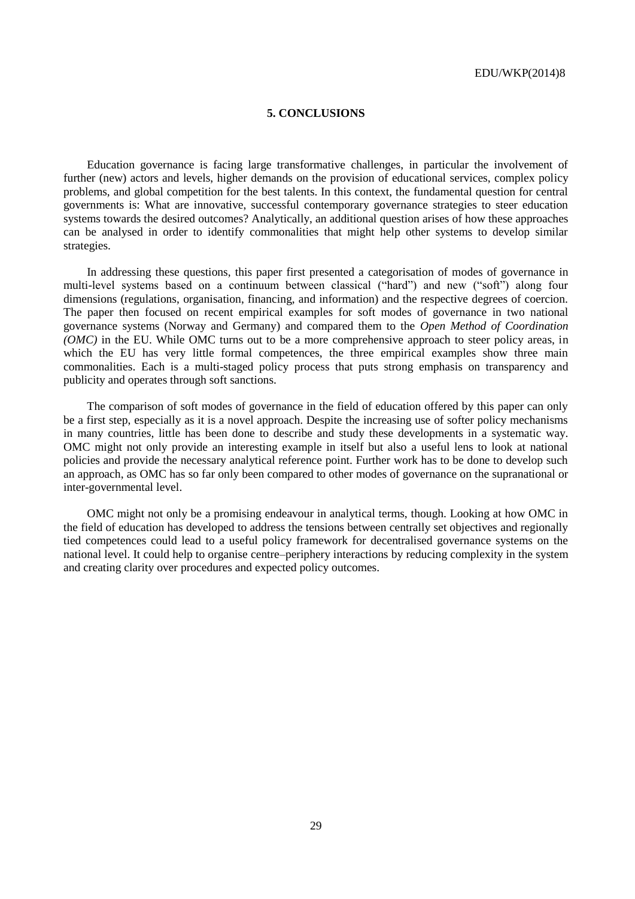## 5. CONCLUSIONS

Education governance is facing large transformative challenges, in particular the involvement of further (new) actors and levels, higher demands on the provision of educational services, complex policy problems, and global competition for the best talents. In this context, the fundamental question for central governments is: What are innovative, successful contemporary governance strategies to steer education systems towards the desired outcomes? Analytically, an additional question arises of how these approaches can be analysed in order to identify commonalities that might help other systems to develop similar strategies.

In addressing these questions, this paper first presented a categorisation of modes of governance in multi-level systems based on a continuum between classical ("hard") and new ("soft") along four dimensions (regulations, organisation, financing, and information) and the respective degrees of coercion. The paper then focused on recent empirical examples for soft modes of governance in two national governance systems (Norway and Germany) and compared them to the *Open Method of Coordination (OMC)* in the EU. While OMC turns out to be a more comprehensive approach to steer policy areas, in which the EU has very little formal competences, the three empirical examples show three main commonalities. Each is a multi-staged policy process that puts strong emphasis on transparency and publicity and operates through soft sanctions.

The comparison of soft modes of governance in the field of education offered by this paper can only be a first step, especially as it is a novel approach. Despite the increasing use of softer policy mechanisms in many countries, little has been done to describe and study these developments in a systematic way. OMC might not only provide an interesting example in itself but also a useful lens to look at national policies and provide the necessary analytical reference point. Further work has to be done to develop such an approach, as OMC has so far only been compared to other modes of governance on the supranational or inter-governmental level.

OMC might not only be a promising endeavour in analytical terms, though. Looking at how OMC in the field of education has developed to address the tensions between centrally set objectives and regionally tied competences could lead to a useful policy framework for decentralised governance systems on the national level. It could help to organise centre–periphery interactions by reducing complexity in the system and creating clarity over procedures and expected policy outcomes.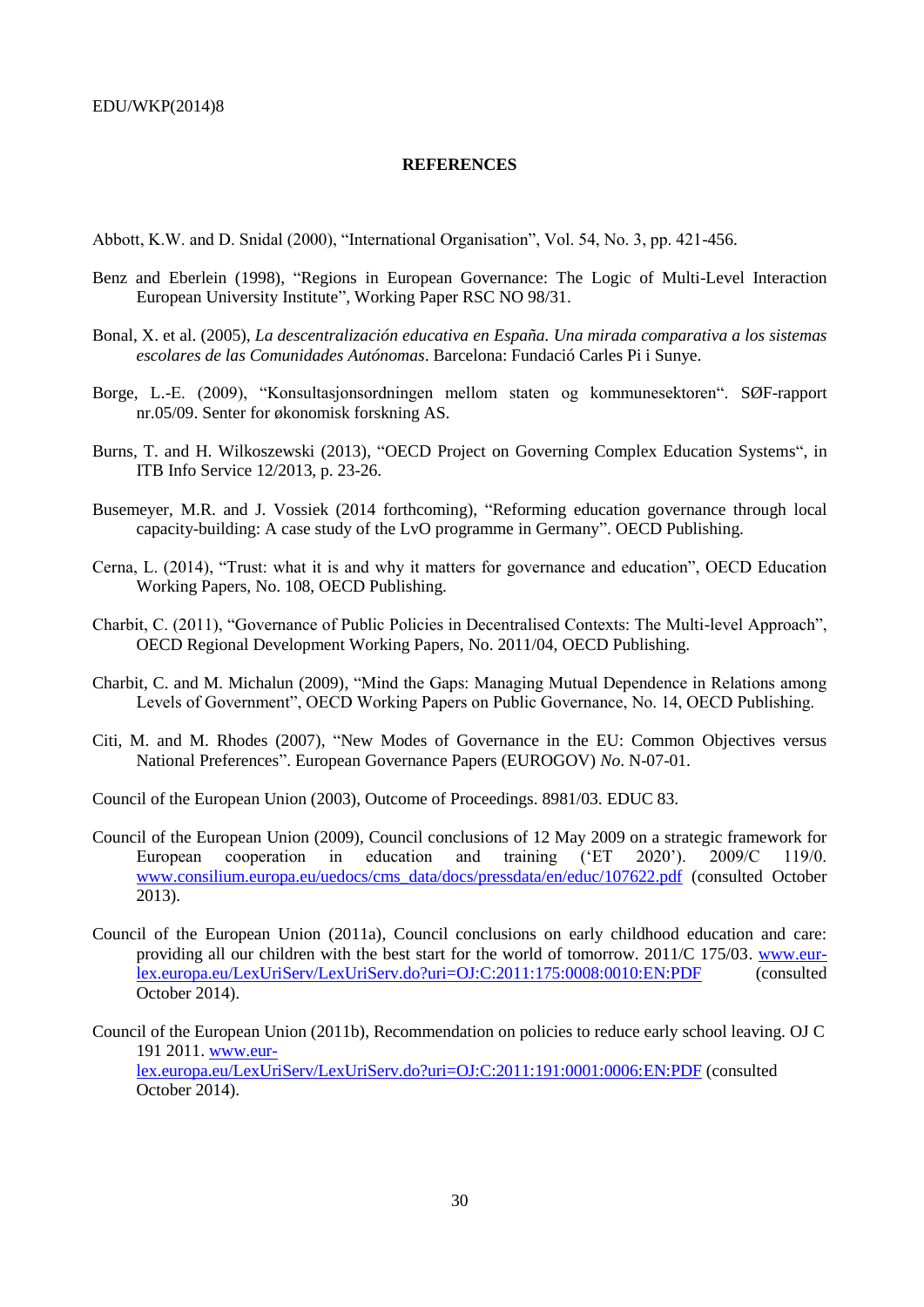## REFERENCES

Abbott, K.W. and D. Snidal (2000), "International Organisation", Vol. 54, No. 3, pp. 421-456.

Benz and Eberlein (1998), "Regions in European Governance: The Logic of Multi-Level Interaction European University Institute", Working Paper RSC NO 98/31.

Bonal, X. et al. (2005), *La descentralización educativa en España. Una mirada comparativa a los sistemas escolares de las Comunidades Autónomas*. Barcelona: Fundació Carles Pi i Sunye.

Borge, L.-E. (2009), "Konsultasjonsordningen mellom staten og kommunesektoren". SØF-rapport nr.05/09. Senter for økonomisk forskning AS.

Burns, T. and H. Wilkoszewski (2013), "OECD Project on Governing Complex Education Systems", in ITB Info Service 12/2013, p. 23-26.

Busemeyer, M.R. and J. Vossiek (2014 forthcoming), "Reforming education governance through local capacity-building: A case study of the LvO programme in Germany". OECD Publishing.

Cerna, L. (2014), "Trust: what it is and why it matters for governance and education", OECD Education Working Papers, No. 108, OECD Publishing.

Charbit, C. (2011), "Governance of Public Policies in Decentralised Contexts: The Multi-level Approach", OECD Regional Development Working Papers, No. 2011/04, OECD Publishing.

Charbit, C. and M. Michalun (2009), "Mind the Gaps: Managing Mutual Dependence in Relations among Levels of Government", OECD Working Papers on Public Governance, No. 14, OECD Publishing.

Citi, M. and M. Rhodes (2007), "New Modes of Governance in the EU: Common Objectives versus National Preferences". European Governance Papers (EUROGOV) *No*. N-07-01.

Council of the European Union (2003), Outcome of Proceedings. 8981/03. EDUC 83.

Council of the European Union (2009), Council conclusions of 12 May 2009 on a strategic framework for European cooperation in education and training ('ET 2020'). 2009/C 119/0. www.consilium.europa.eu/uedocs/cms_data/docs/pressdata/en/educ/107622.pdf (consulted October 2013).

Council of the European Union (2011a), Council conclusions on early childhood education and care: providing all our children with the best start for the world of tomorrow. 2011/C 175/03. www.eur-lex.europa.eu/LexUriServ/LexUriServ.do?uri=OJ:C:2011:175:0008:0010:EN:PDF (consulted October 2014).

Council of the European Union (2011b), Recommendation on policies to reduce early school leaving. OJ C 191 2011. www.eur-lex.europa.eu/LexUriServ/LexUriServ.do?uri=OJ:C:2011:191:0001:0006:EN:PDF (consulted October 2014).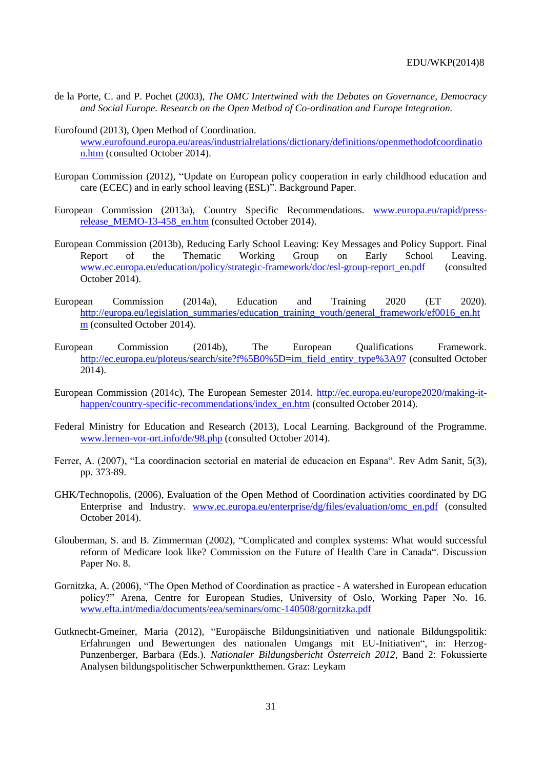de la Porte, C. and P. Pochet (2003), *The OMC Intertwined with the Debates on Governance, Democracy and Social Europe. Research on the Open Method of Co-ordination and Europe Integration.*

Eurofound (2013), Open Method of Coordination. www.eurofound.europa.eu/areas/industrialrelations/dictionary/definitions/openmethodofcoordination.htm (consulted October 2014).

Europan Commission (2012), "Update on European policy cooperation in early childhood education and care (ECEC) and in early school leaving (ESL)". Background Paper.

European Commission (2013a), Country Specific Recommendations. www.europa.eu/rapid/press-release_MEMO-13-458_en.htm (consulted October 2014).

European Commission (2013b), Reducing Early School Leaving: Key Messages and Policy Support. Final Report of the Thematic Working Group on Early School Leaving. www.ec.europa.eu/education/policy/strategic-framework/doc/esl-group-report_en.pdf (consulted October 2014).

European Commission (2014a), Education and Training 2020 (ET 2020). http://europa.eu/legislation_summaries/education_training_youth/general_framework/ef0016_en.htm (consulted October 2014).

European Commission (2014b), The European Qualifications Framework. http://ec.europa.eu/ploteus/search/site?f%5B0%5D=im_field_entity_type%3A97 (consulted October 2014).

European Commission (2014c), The European Semester 2014. http://ec.europa.eu/europe2020/making-it-happen/country-specific-recommendations/index_en.htm (consulted October 2014).

Federal Ministry for Education and Research (2013), Local Learning. Background of the Programme. www.lernen-vor-ort.info/de/98.php (consulted October 2014).

Ferrer, A. (2007), "La coordinacion sectorial en material de educacion en Espana". Rev Adm Sanit, 5(3), pp. 373-89.

GHK/Technopolis, (2006), Evaluation of the Open Method of Coordination activities coordinated by DG Enterprise and Industry. www.ec.europa.eu/enterprise/dg/files/evaluation/omc_en.pdf (consulted October 2014).

Glouberman, S. and B. Zimmerman (2002), "Complicated and complex systems: What would successful reform of Medicare look like? Commission on the Future of Health Care in Canada". Discussion Paper No. 8.

Gornitzka, A. (2006), "The Open Method of Coordination as practice - A watershed in European education policy?" Arena, Centre for European Studies, University of Oslo, Working Paper No. 16. www.efta.int/media/documents/eea/seminars/omc-140508/gornitzka.pdf

Gutknecht-Gmeiner, Maria (2012), "Europäische Bildungsinitiativen und nationale Bildungspolitik: Erfahrungen und Bewertungen des nationalen Umgangs mit EU-Initiativen", in: Herzog-Punzenberger, Barbara (Eds.). *Nationaler Bildungsbericht Österreich 2012*, Band 2: Fokussierte Analysen bildungspolitischer Schwerpunktthemen. Graz: Leykam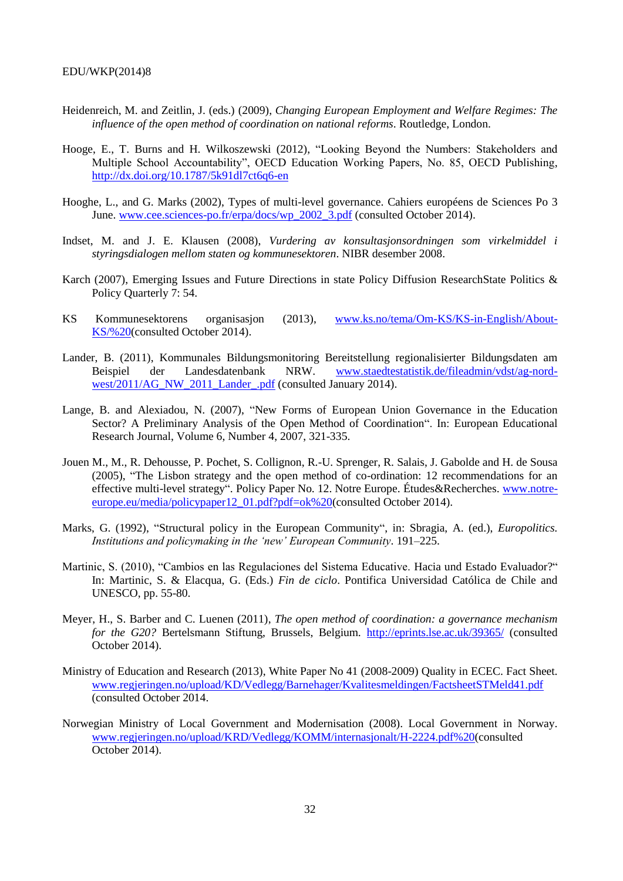Heidenreich, M. and Zeitlin, J. (eds.) (2009), *Changing European Employment and Welfare Regimes: The influence of the open method of coordination on national reforms*. Routledge, London.

Hooge, E., T. Burns and H. Wilkoszewski (2012), "Looking Beyond the Numbers: Stakeholders and Multiple School Accountability", OECD Education Working Papers, No. 85, OECD Publishing, http://dx.doi.org/10.1787/5k91dl7ct6q6-en

Hooghe, L., and G. Marks (2002), Types of multi-level governance. Cahiers européens de Sciences Po 3 June. www.cee.sciences-po.fr/erpa/docs/wp_2002_3.pdf (consulted October 2014).

Indset, M. and J. E. Klausen (2008), *Vurdering av konsultasjonsordningen som virkelmiddel i styringsdialogen mellom staten og kommunesektoren*. NIBR desember 2008.

Karch (2007), Emerging Issues and Future Directions in state Policy Diffusion ResearchState Politics & Policy Quarterly 7: 54.

KS Kommunesektorens organisasjon (2013), www.ks.no/tema/Om-KS/KS-in-English/About-KS/%20(consulted October 2014).

Lander, B. (2011), Kommunales Bildungsmonitoring Bereitstellung regionalisierter Bildungsdaten am Beispiel der Landesdatenbank NRW. www.staedtestatistik.de/fileadmin/vdst/ag-nord-west/2011/AG_NW_2011_Lander_.pdf (consulted January 2014).

Lange, B. and Alexiadou, N. (2007), "New Forms of European Union Governance in the Education Sector? A Preliminary Analysis of the Open Method of Coordination". In: European Educational Research Journal, Volume 6, Number 4, 2007, 321-335.

Jouen M., M., R. Dehousse, P. Pochet, S. Collignon, R.-U. Sprenger, R. Salais, J. Gabolde and H. de Sousa (2005), "The Lisbon strategy and the open method of co-ordination: 12 recommendations for an effective multi-level strategy". Policy Paper No. 12. Notre Europe. Études&Recherches. www.notre-europe.eu/media/policypaper12_01.pdf?pdf=ok%20(consulted October 2014).

Marks, G. (1992), "Structural policy in the European Community", in: Sbragia, A. (ed.), *Europolitics. Institutions and policymaking in the 'new' European Community*. 191–225.

Martinic, S. (2010), "Cambios en las Regulaciones del Sistema Educative. Hacia und Estado Evaluador?" In: Martinic, S. & Elacqua, G. (Eds.) *Fin de ciclo*. Pontifica Universidad Católica de Chile and UNESCO, pp. 55-80.

Meyer, H., S. Barber and C. Luenen (2011), *The open method of coordination: a governance mechanism for the G20?* Bertelsmann Stiftung, Brussels, Belgium. http://eprints.lse.ac.uk/39365/ (consulted October 2014).

Ministry of Education and Research (2013), White Paper No 41 (2008-2009) Quality in ECEC. Fact Sheet. www.regjeringen.no/upload/KD/Vedlegg/Barnehager/Kvalitesmeldingen/FactsheetSTMeld41.pdf (consulted October 2014.

Norwegian Ministry of Local Government and Modernisation (2008). Local Government in Norway. www.regjeringen.no/upload/KRD/Vedlegg/KOMM/internasjonalt/H-2224.pdf%20(consulted October 2014).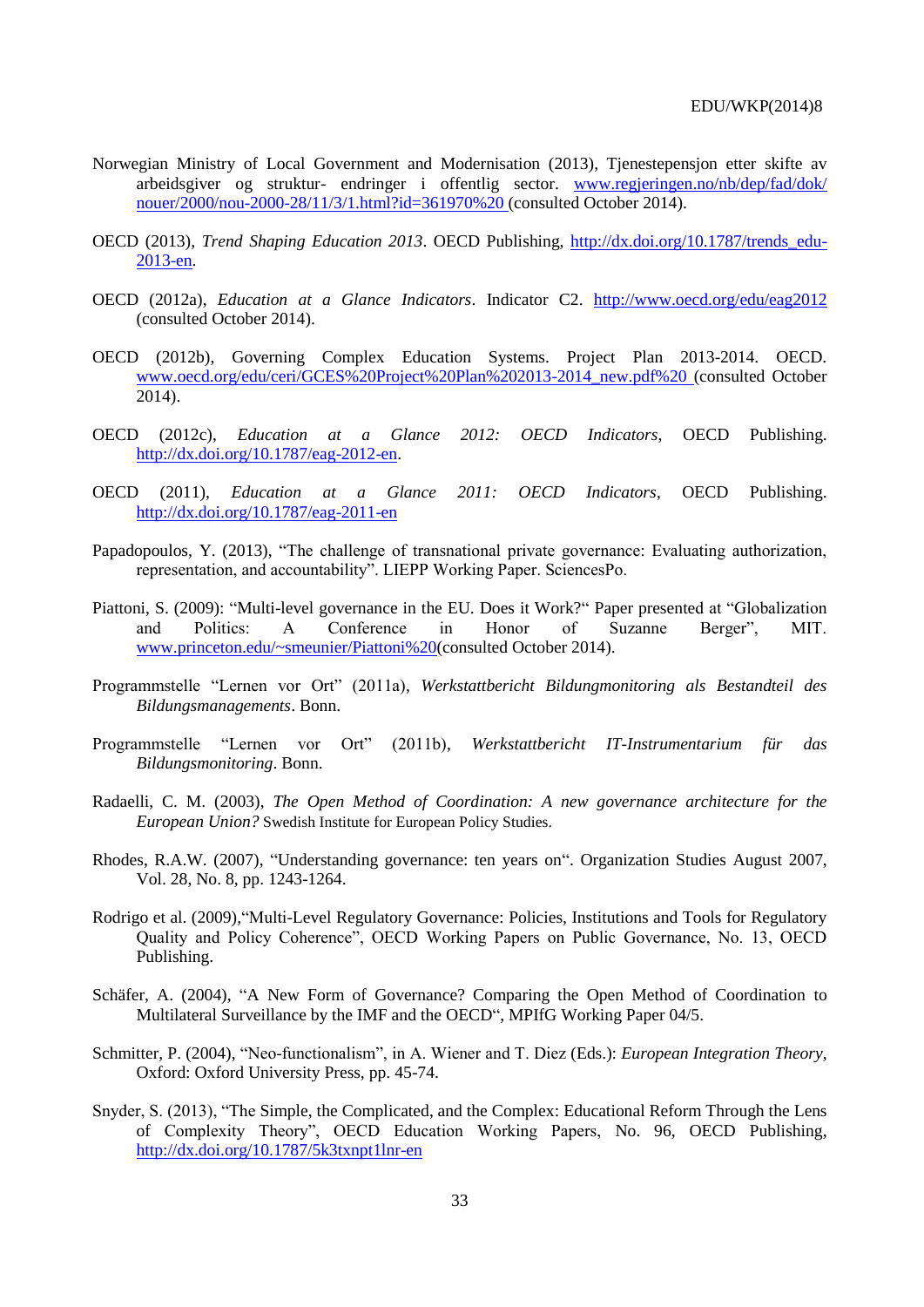Norwegian Ministry of Local Government and Modernisation (2013), Tjenestepensjon etter skifte av arbeidsgiver og struktur- endringer i offentlig sector. www.regjeringen.no/nb/dep/fad/dok/nouer/2000/nou-2000-28/11/3/1.html?id=361970%20 (consulted October 2014).

OECD (2013), *Trend Shaping Education 2013*. OECD Publishing, http://dx.doi.org/10.1787/trends_edu-2013-en.

OECD (2012a), *Education at a Glance Indicators*. Indicator C2. http://www.oecd.org/edu/eag2012 (consulted October 2014).

OECD (2012b), Governing Complex Education Systems. Project Plan 2013-2014. OECD. www.oecd.org/edu/ceri/GCES%20Project%20Plan%202013-2014_new.pdf%20 (consulted October 2014).

OECD (2012c), *Education at a Glance 2012: OECD Indicators*, OECD Publishing. http://dx.doi.org/10.1787/eag-2012-en.

OECD (2011), *Education at a Glance 2011: OECD Indicators*, OECD Publishing. http://dx.doi.org/10.1787/eag-2011-en

Papadopoulos, Y. (2013), "The challenge of transnational private governance: Evaluating authorization, representation, and accountability". LIEPP Working Paper. SciencesPo.

Piattoni, S. (2009): "Multi-level governance in the EU. Does it Work?" Paper presented at "Globalization and Politics: A Conference in Honor of Suzanne Berger", MIT. www.princeton.edu/~smeunier/Piattoni%20(consulted October 2014).

Programmstelle "Lernen vor Ort" (2011a), *Werkstattbericht Bildungmonitoring als Bestandteil des Bildungsmanagements*. Bonn.

Programmstelle "Lernen vor Ort" (2011b), *Werkstattbericht IT-Instrumentarium für das Bildungsmonitoring*. Bonn.

Radaelli, C. M. (2003), *The Open Method of Coordination: A new governance architecture for the European Union?* Swedish Institute for European Policy Studies.

Rhodes, R.A.W. (2007), "Understanding governance: ten years on". Organization Studies August 2007, Vol. 28, No. 8, pp. 1243-1264.

Rodrigo et al. (2009),"Multi-Level Regulatory Governance: Policies, Institutions and Tools for Regulatory Quality and Policy Coherence", OECD Working Papers on Public Governance, No. 13, OECD Publishing.

Schäfer, A. (2004), "A New Form of Governance? Comparing the Open Method of Coordination to Multilateral Surveillance by the IMF and the OECD", MPIfG Working Paper 04/5.

Schmitter, P. (2004), "Neo-functionalism", in A. Wiener and T. Diez (Eds.): *European Integration Theory*, Oxford: Oxford University Press, pp. 45-74.

Snyder, S. (2013), "The Simple, the Complicated, and the Complex: Educational Reform Through the Lens of Complexity Theory", OECD Education Working Papers, No. 96, OECD Publishing, http://dx.doi.org/10.1787/5k3txnpt1lnr-en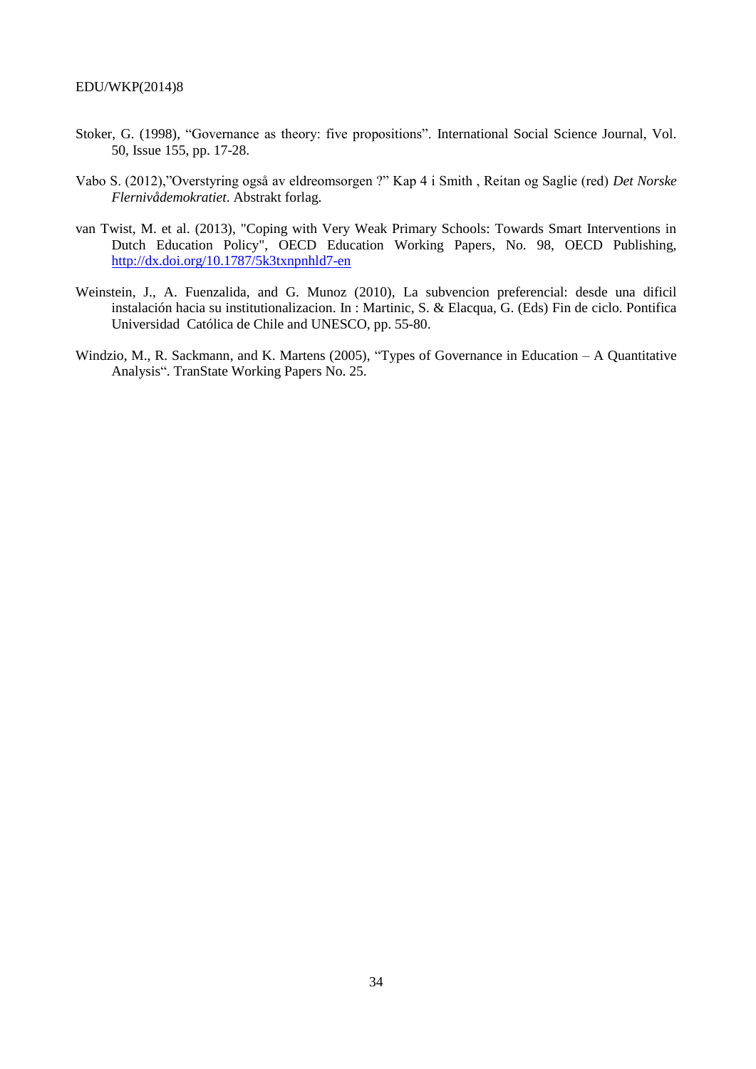Stoker, G. (1998), “Governance as theory: five propositions”. International Social Science Journal, Vol. 50, Issue 155, pp. 17-28.

Vabo S. (2012),”Overstyring også av eldreomsorgen ?” Kap 4 i Smith , Reitan og Saglie (red) *Det Norske Flernivådemokratiet*. Abstrakt forlag.

van Twist, M. et al. (2013), "Coping with Very Weak Primary Schools: Towards Smart Interventions in Dutch Education Policy", OECD Education Working Papers, No. 98, OECD Publishing, http://dx.doi.org/10.1787/5k3txnpnhld7-en

Weinstein, J., A. Fuenzalida, and G. Munoz (2010), La subvencion preferencial: desde una dificil instalación hacia su institutionalizacion. In : Martinic, S. & Elacqua, G. (Eds) Fin de ciclo. Pontifica Universidad Católica de Chile and UNESCO, pp. 55-80.

Windzio, M., R. Sackmann, and K. Martens (2005), “Types of Governance in Education – A Quantitative Analysis“. TranState Working Papers No. 25.